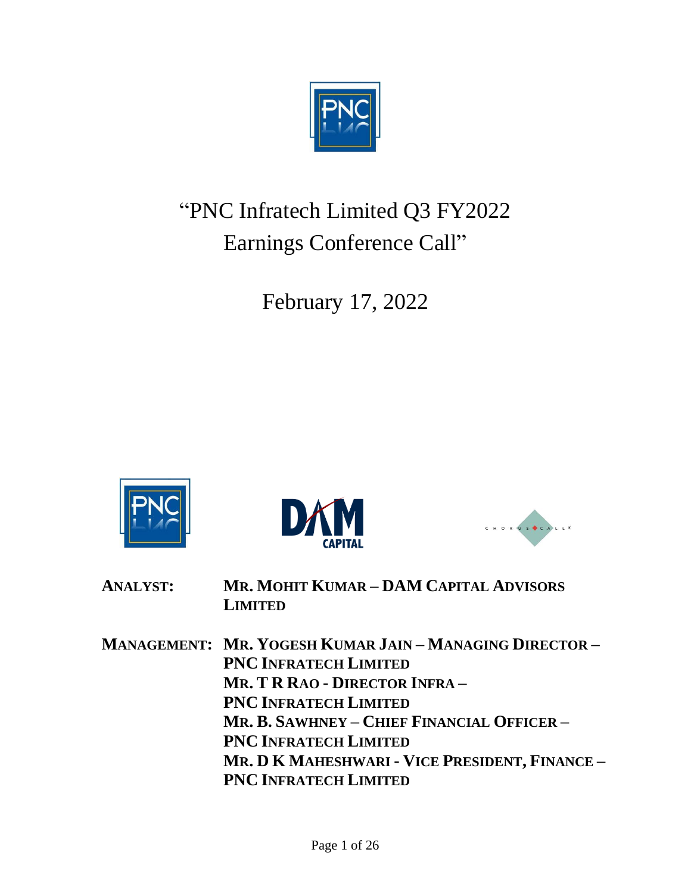# "PNC Infratech Limited Q3 FY2022 Earnings Conference Call"

February 17, 2022

**ANALYST:** **MR. MOHIT KUMAR – DAM CAPITAL ADVISORS LIMITED**

**MANAGEMENT:** **MR. YOGESH KUMAR JAIN – MANAGING DIRECTOR – PNC INFRATECH LIMITED**
**MR. T R RAO - DIRECTOR INFRA – PNC INFRATECH LIMITED**
**MR. B. SAWHNEY – CHIEF FINANCIAL OFFICER – PNC INFRATECH LIMITED**
**MR. D K MAHESHWARI - VICE PRESIDENT, FINANCE – PNC INFRATECH LIMITED**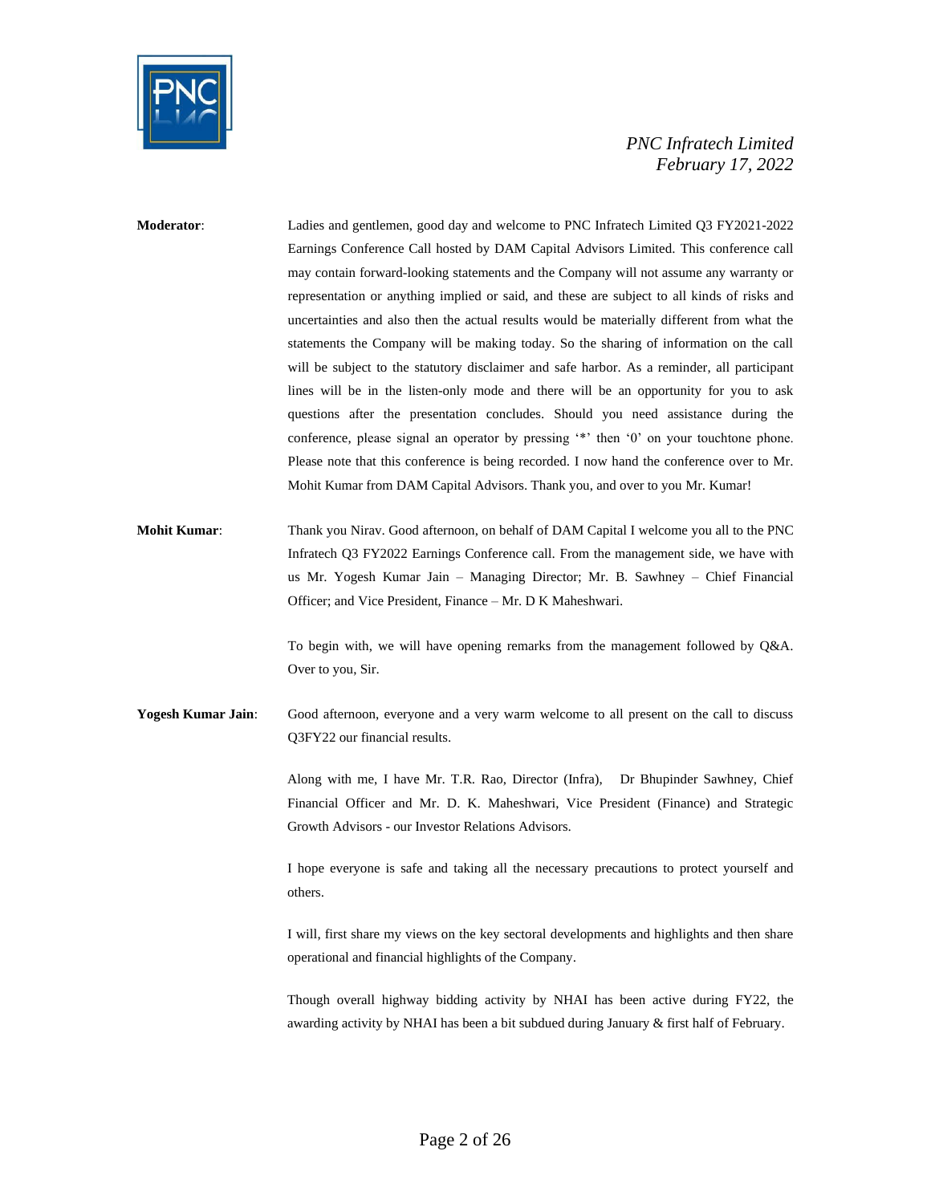**Moderator**: Ladies and gentlemen, good day and welcome to PNC Infratech Limited Q3 FY2021-2022 Earnings Conference Call hosted by DAM Capital Advisors Limited. This conference call may contain forward-looking statements and the Company will not assume any warranty or representation or anything implied or said, and these are subject to all kinds of risks and uncertainties and also then the actual results would be materially different from what the statements the Company will be making today. So the sharing of information on the call will be subject to the statutory disclaimer and safe harbor. As a reminder, all participant lines will be in the listen-only mode and there will be an opportunity for you to ask questions after the presentation concludes. Should you need assistance during the conference, please signal an operator by pressing '*' then '0' on your touchtone phone. Please note that this conference is being recorded. I now hand the conference over to Mr. Mohit Kumar from DAM Capital Advisors. Thank you, and over to you Mr. Kumar!

**Mohit Kumar**: Thank you Nirav. Good afternoon, on behalf of DAM Capital I welcome you all to the PNC Infratech Q3 FY2022 Earnings Conference call. From the management side, we have with us Mr. Yogesh Kumar Jain – Managing Director; Mr. B. Sawhney – Chief Financial Officer; and Vice President, Finance – Mr. D K Maheshwari.

To begin with, we will have opening remarks from the management followed by Q&A. Over to you, Sir.

**Yogesh Kumar Jain**: Good afternoon, everyone and a very warm welcome to all present on the call to discuss Q3FY22 our financial results.

Along with me, I have Mr. T.R. Rao, Director (Infra), Dr Bhupinder Sawhney, Chief Financial Officer and Mr. D. K. Maheshwari, Vice President (Finance) and Strategic Growth Advisors - our Investor Relations Advisors.

I hope everyone is safe and taking all the necessary precautions to protect yourself and others.

I will, first share my views on the key sectoral developments and highlights and then share operational and financial highlights of the Company.

Though overall highway bidding activity by NHAI has been active during FY22, the awarding activity by NHAI has been a bit subdued during January & first half of February.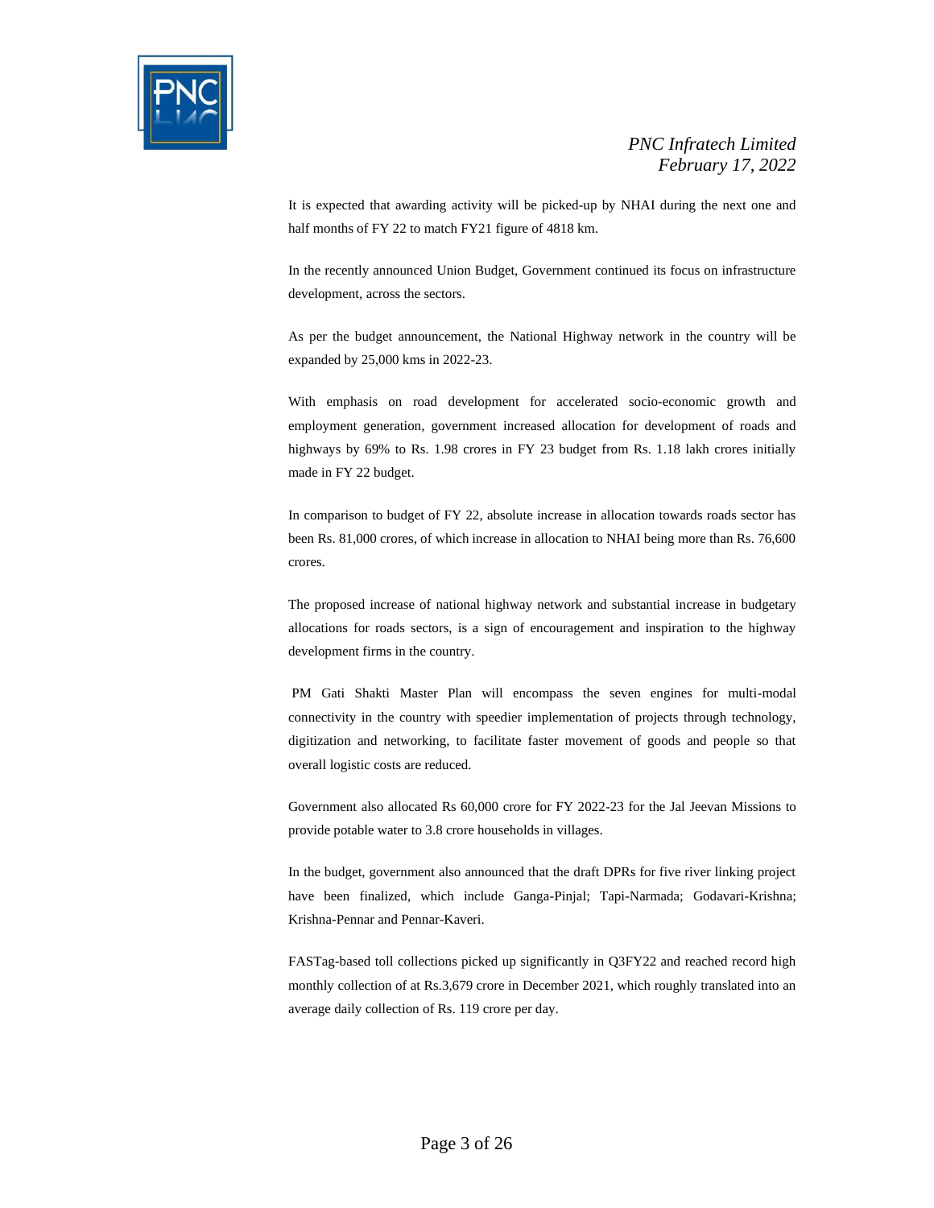It is expected that awarding activity will be picked-up by NHAI during the next one and half months of FY 22 to match FY21 figure of 4818 km.

In the recently announced Union Budget, Government continued its focus on infrastructure development, across the sectors.

As per the budget announcement, the National Highway network in the country will be expanded by 25,000 kms in 2022-23.

With emphasis on road development for accelerated socio-economic growth and employment generation, government increased allocation for development of roads and highways by 69% to Rs. 1.98 crores in FY 23 budget from Rs. 1.18 lakh crores initially made in FY 22 budget.

In comparison to budget of FY 22, absolute increase in allocation towards roads sector has been Rs. 81,000 crores, of which increase in allocation to NHAI being more than Rs. 76,600 crores.

The proposed increase of national highway network and substantial increase in budgetary allocations for roads sectors, is a sign of encouragement and inspiration to the highway development firms in the country.

PM Gati Shakti Master Plan will encompass the seven engines for multi-modal connectivity in the country with speedier implementation of projects through technology, digitization and networking, to facilitate faster movement of goods and people so that overall logistic costs are reduced.

Government also allocated Rs 60,000 crore for FY 2022-23 for the Jal Jeevan Missions to provide potable water to 3.8 crore households in villages.

In the budget, government also announced that the draft DPRs for five river linking project have been finalized, which include Ganga-Pinjal; Tapi-Narmada; Godavari-Krishna; Krishna-Pennar and Pennar-Kaveri.

FASTag-based toll collections picked up significantly in Q3FY22 and reached record high monthly collection of at Rs.3,679 crore in December 2021, which roughly translated into an average daily collection of Rs. 119 crore per day.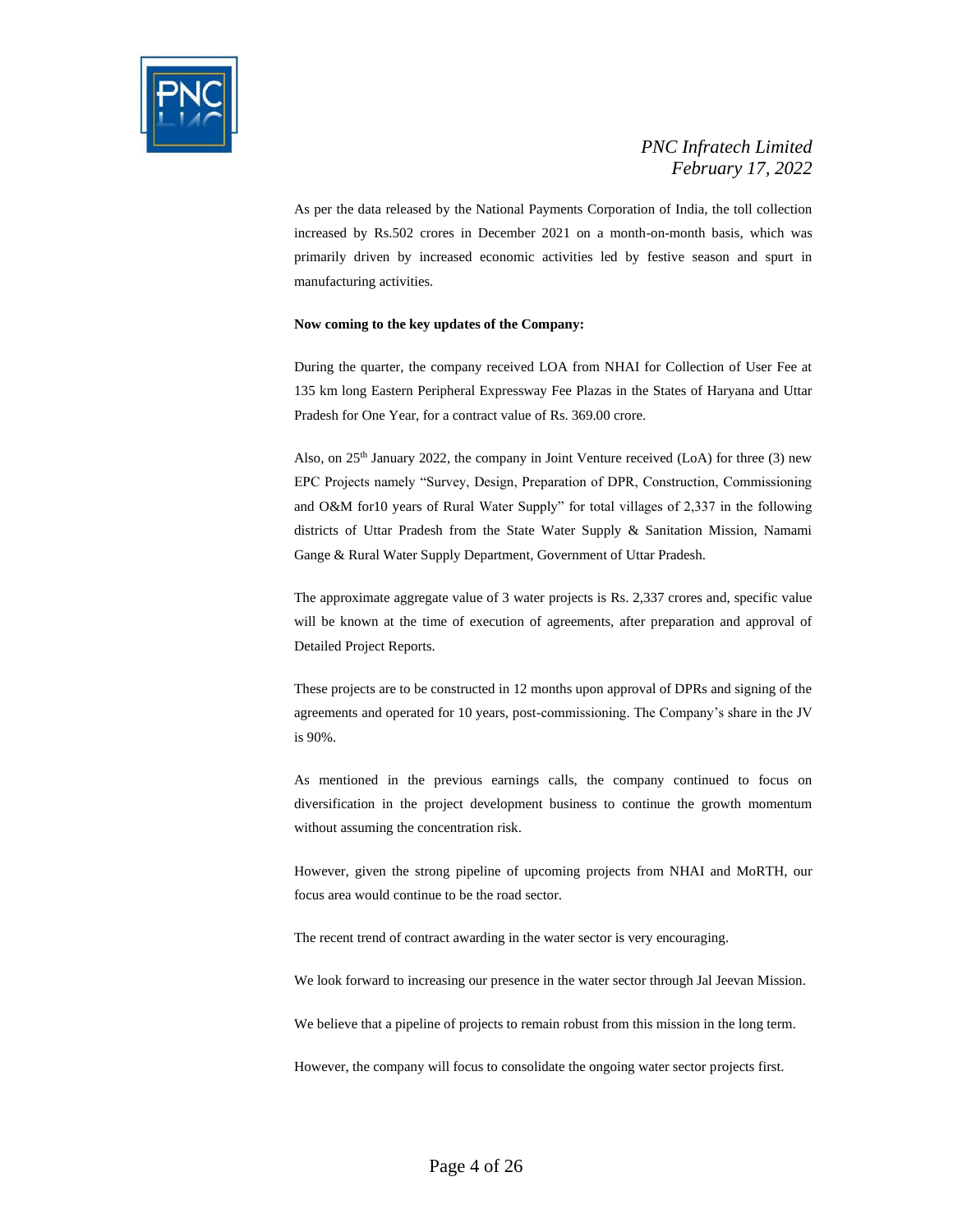As per the data released by the National Payments Corporation of India, the toll collection increased by Rs.502 crores in December 2021 on a month-on-month basis, which was primarily driven by increased economic activities led by festive season and spurt in manufacturing activities.

**Now coming to the key updates of the Company:**

During the quarter, the company received LOA from NHAI for Collection of User Fee at 135 km long Eastern Peripheral Expressway Fee Plazas in the States of Haryana and Uttar Pradesh for One Year, for a contract value of Rs. 369.00 crore.

Also, on 25th January 2022, the company in Joint Venture received (LoA) for three (3) new EPC Projects namely "Survey, Design, Preparation of DPR, Construction, Commissioning and O&M for10 years of Rural Water Supply" for total villages of 2,337 in the following districts of Uttar Pradesh from the State Water Supply & Sanitation Mission, Namami Gange & Rural Water Supply Department, Government of Uttar Pradesh.

The approximate aggregate value of 3 water projects is Rs. 2,337 crores and, specific value will be known at the time of execution of agreements, after preparation and approval of Detailed Project Reports.

These projects are to be constructed in 12 months upon approval of DPRs and signing of the agreements and operated for 10 years, post-commissioning. The Company's share in the JV is 90%.

As mentioned in the previous earnings calls, the company continued to focus on diversification in the project development business to continue the growth momentum without assuming the concentration risk.

However, given the strong pipeline of upcoming projects from NHAI and MoRTH, our focus area would continue to be the road sector.

The recent trend of contract awarding in the water sector is very encouraging.

We look forward to increasing our presence in the water sector through Jal Jeevan Mission.

We believe that a pipeline of projects to remain robust from this mission in the long term.

However, the company will focus to consolidate the ongoing water sector projects first.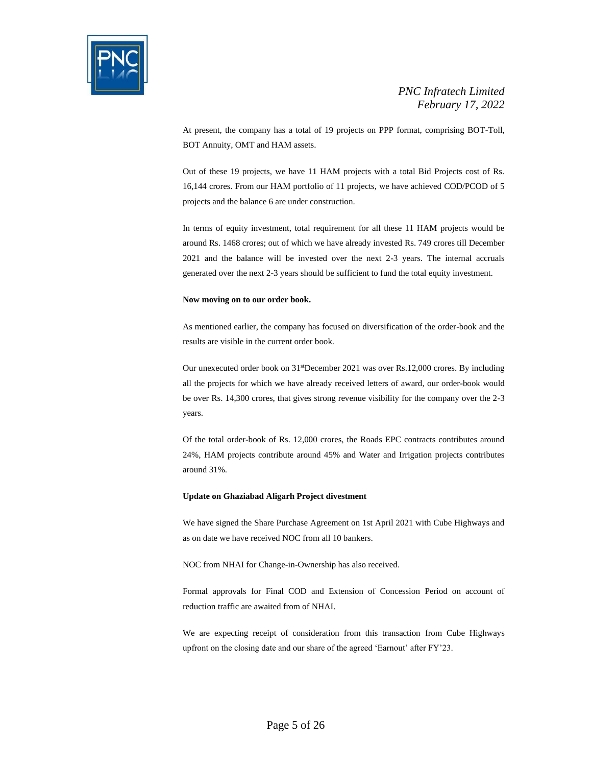At present, the company has a total of 19 projects on PPP format, comprising BOT-Toll, BOT Annuity, OMT and HAM assets.

Out of these 19 projects, we have 11 HAM projects with a total Bid Projects cost of Rs. 16,144 crores. From our HAM portfolio of 11 projects, we have achieved COD/PCOD of 5 projects and the balance 6 are under construction.

In terms of equity investment, total requirement for all these 11 HAM projects would be around Rs. 1468 crores; out of which we have already invested Rs. 749 crores till December 2021 and the balance will be invested over the next 2-3 years. The internal accruals generated over the next 2-3 years should be sufficient to fund the total equity investment.

**Now moving on to our order book.**

As mentioned earlier, the company has focused on diversification of the order-book and the results are visible in the current order book.

Our unexecuted order book on 31st December 2021 was over Rs.12,000 crores. By including all the projects for which we have already received letters of award, our order-book would be over Rs. 14,300 crores, that gives strong revenue visibility for the company over the 2-3 years.

Of the total order-book of Rs. 12,000 crores, the Roads EPC contracts contributes around 24%, HAM projects contribute around 45% and Water and Irrigation projects contributes around 31%.

**Update on Ghaziabad Aligarh Project divestment**

We have signed the Share Purchase Agreement on 1st April 2021 with Cube Highways and as on date we have received NOC from all 10 bankers.

NOC from NHAI for Change-in-Ownership has also received.

Formal approvals for Final COD and Extension of Concession Period on account of reduction traffic are awaited from of NHAI.

We are expecting receipt of consideration from this transaction from Cube Highways upfront on the closing date and our share of the agreed 'Earnout' after FY'23.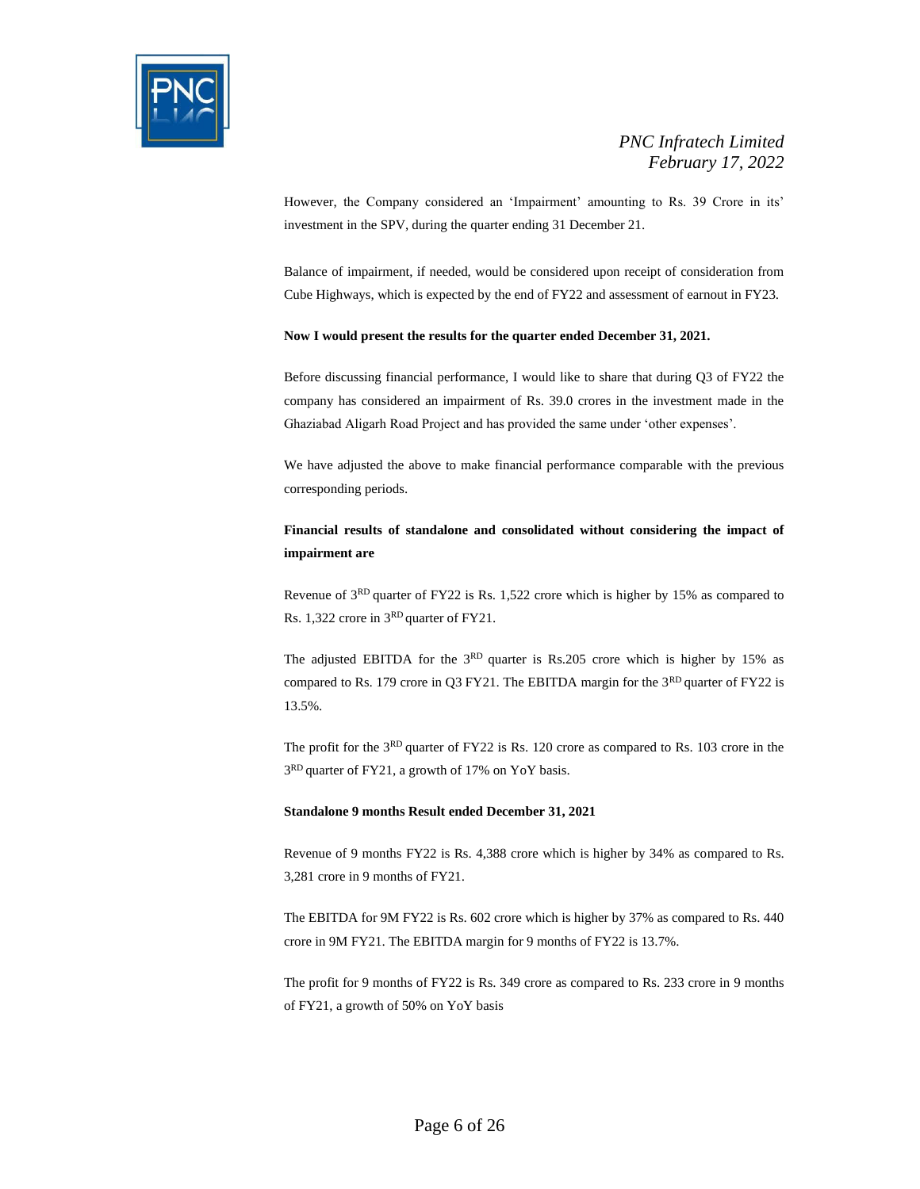However, the Company considered an 'Impairment' amounting to Rs. 39 Crore in its' investment in the SPV, during the quarter ending 31 December 21.

Balance of impairment, if needed, would be considered upon receipt of consideration from Cube Highways, which is expected by the end of FY22 and assessment of earnout in FY23.

**Now I would present the results for the quarter ended December 31, 2021.**

Before discussing financial performance, I would like to share that during Q3 of FY22 the company has considered an impairment of Rs. 39.0 crores in the investment made in the Ghaziabad Aligarh Road Project and has provided the same under 'other expenses'.

We have adjusted the above to make financial performance comparable with the previous corresponding periods.

**Financial results of standalone and consolidated without considering the impact of impairment are**

Revenue of 3RD quarter of FY22 is Rs. 1,522 crore which is higher by 15% as compared to Rs. 1,322 crore in 3RD quarter of FY21.

The adjusted EBITDA for the 3RD quarter is Rs.205 crore which is higher by 15% as compared to Rs. 179 crore in Q3 FY21. The EBITDA margin for the 3RD quarter of FY22 is 13.5%.

The profit for the 3RD quarter of FY22 is Rs. 120 crore as compared to Rs. 103 crore in the 3RD quarter of FY21, a growth of 17% on YoY basis.

**Standalone 9 months Result ended December 31, 2021**

Revenue of 9 months FY22 is Rs. 4,388 crore which is higher by 34% as compared to Rs. 3,281 crore in 9 months of FY21.

The EBITDA for 9M FY22 is Rs. 602 crore which is higher by 37% as compared to Rs. 440 crore in 9M FY21. The EBITDA margin for 9 months of FY22 is 13.7%.

The profit for 9 months of FY22 is Rs. 349 crore as compared to Rs. 233 crore in 9 months of FY21, a growth of 50% on YoY basis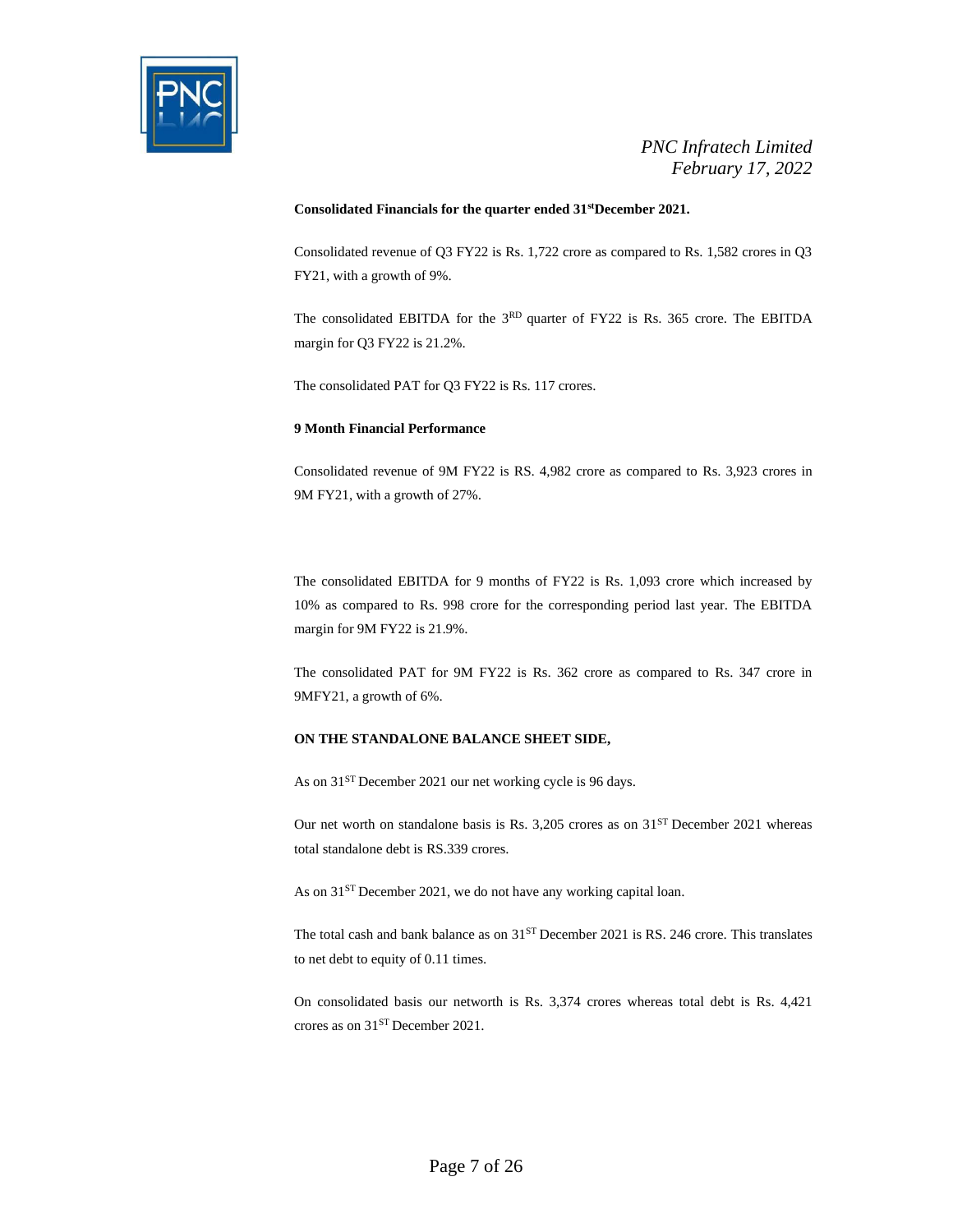**Consolidated Financials for the quarter ended 31st December 2021.**

Consolidated revenue of Q3 FY22 is Rs. 1,722 crore as compared to Rs. 1,582 crores in Q3 FY21, with a growth of 9%.

The consolidated EBITDA for the 3RD quarter of FY22 is Rs. 365 crore. The EBITDA margin for Q3 FY22 is 21.2%.

The consolidated PAT for Q3 FY22 is Rs. 117 crores.

**9 Month Financial Performance**

Consolidated revenue of 9M FY22 is RS. 4,982 crore as compared to Rs. 3,923 crores in 9M FY21, with a growth of 27%.

The consolidated EBITDA for 9 months of FY22 is Rs. 1,093 crore which increased by 10% as compared to Rs. 998 crore for the corresponding period last year. The EBITDA margin for 9M FY22 is 21.9%.

The consolidated PAT for 9M FY22 is Rs. 362 crore as compared to Rs. 347 crore in 9MFY21, a growth of 6%.

**ON THE STANDALONE BALANCE SHEET SIDE,**

As on 31ST December 2021 our net working cycle is 96 days.

Our net worth on standalone basis is Rs. 3,205 crores as on 31ST December 2021 whereas total standalone debt is RS.339 crores.

As on 31ST December 2021, we do not have any working capital loan.

The total cash and bank balance as on 31ST December 2021 is RS. 246 crore. This translates to net debt to equity of 0.11 times.

On consolidated basis our networth is Rs. 3,374 crores whereas total debt is Rs. 4,421 crores as on 31ST December 2021.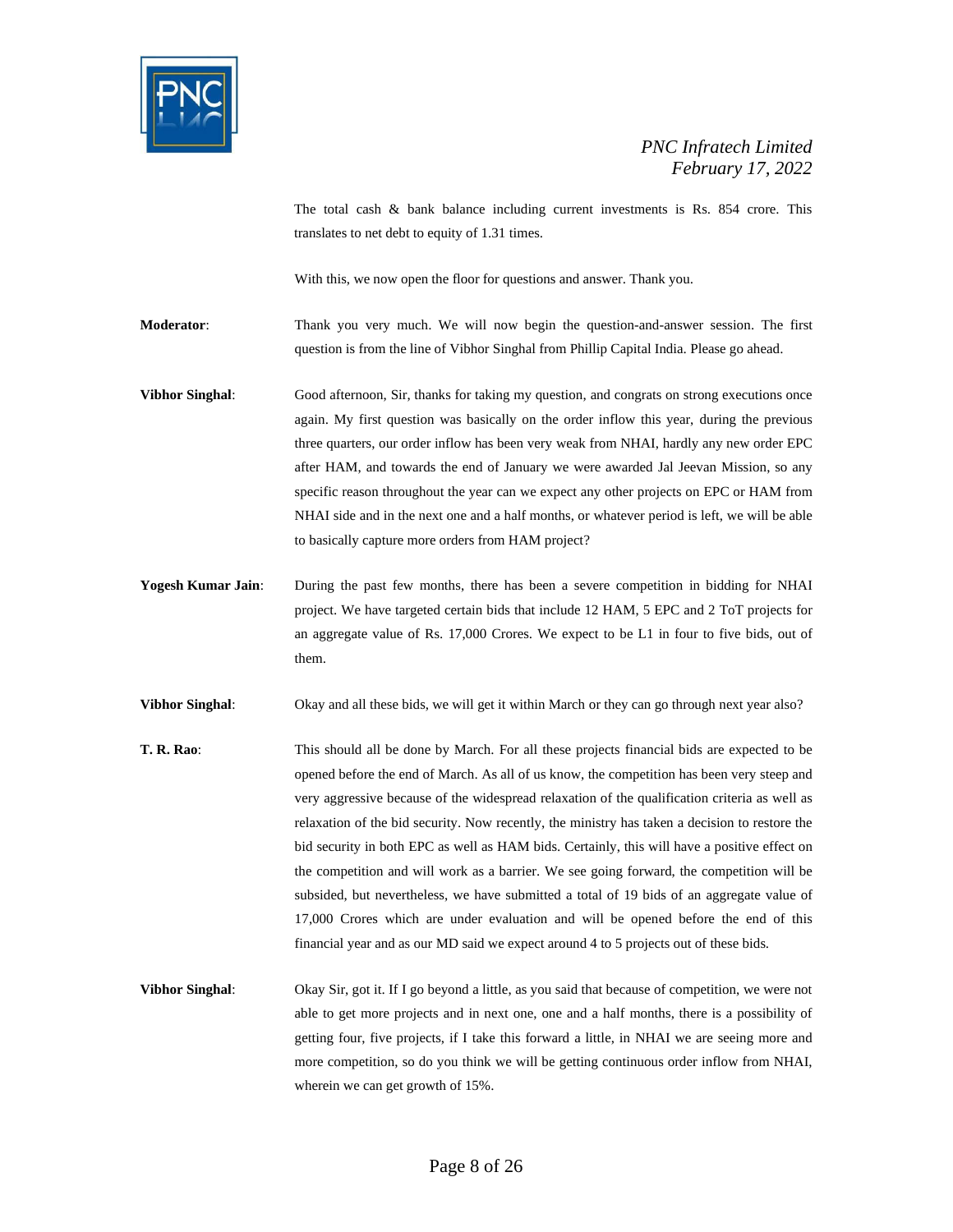The total cash & bank balance including current investments is Rs. 854 crore. This translates to net debt to equity of 1.31 times.

With this, we now open the floor for questions and answer. Thank you.

**Moderator**: Thank you very much. We will now begin the question-and-answer session. The first question is from the line of Vibhor Singhal from Phillip Capital India. Please go ahead.

**Vibhor Singhal**: Good afternoon, Sir, thanks for taking my question, and congrats on strong executions once again. My first question was basically on the order inflow this year, during the previous three quarters, our order inflow has been very weak from NHAI, hardly any new order EPC after HAM, and towards the end of January we were awarded Jal Jeevan Mission, so any specific reason throughout the year can we expect any other projects on EPC or HAM from NHAI side and in the next one and a half months, or whatever period is left, we will be able to basically capture more orders from HAM project?

**Yogesh Kumar Jain**: During the past few months, there has been a severe competition in bidding for NHAI project. We have targeted certain bids that include 12 HAM, 5 EPC and 2 ToT projects for an aggregate value of Rs. 17,000 Crores. We expect to be L1 in four to five bids, out of them.

**Vibhor Singhal**: Okay and all these bids, we will get it within March or they can go through next year also?

**T. R. Rao**: This should all be done by March. For all these projects financial bids are expected to be opened before the end of March. As all of us know, the competition has been very steep and very aggressive because of the widespread relaxation of the qualification criteria as well as relaxation of the bid security. Now recently, the ministry has taken a decision to restore the bid security in both EPC as well as HAM bids. Certainly, this will have a positive effect on the competition and will work as a barrier. We see going forward, the competition will be subsided, but nevertheless, we have submitted a total of 19 bids of an aggregate value of 17,000 Crores which are under evaluation and will be opened before the end of this financial year and as our MD said we expect around 4 to 5 projects out of these bids.

**Vibhor Singhal**: Okay Sir, got it. If I go beyond a little, as you said that because of competition, we were not able to get more projects and in next one, one and a half months, there is a possibility of getting four, five projects, if I take this forward a little, in NHAI we are seeing more and more competition, so do you think we will be getting continuous order inflow from NHAI, wherein we can get growth of 15%.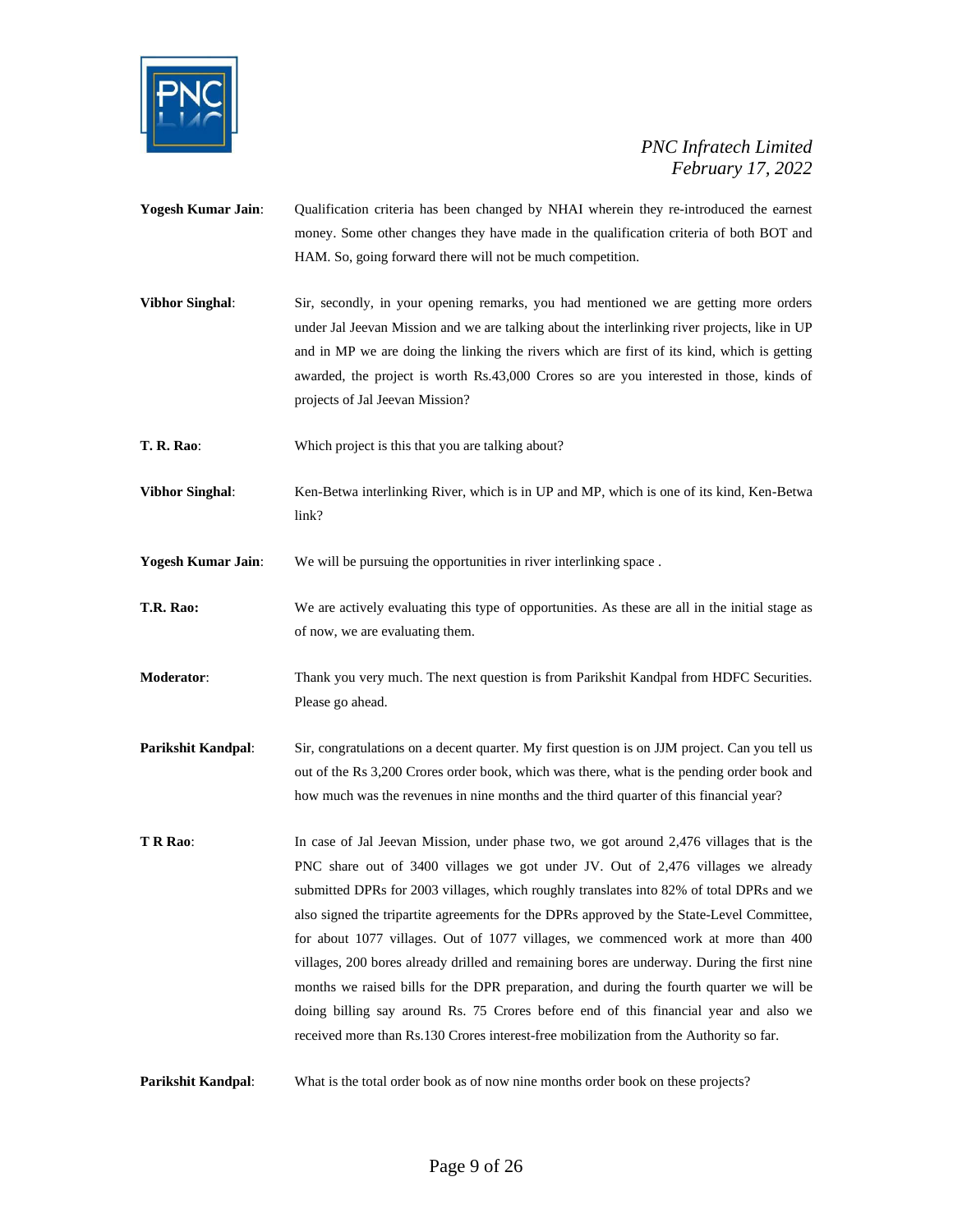**Yogesh Kumar Jain**: Qualification criteria has been changed by NHAI wherein they re-introduced the earnest money. Some other changes they have made in the qualification criteria of both BOT and HAM. So, going forward there will not be much competition.

**Vibhor Singhal**: Sir, secondly, in your opening remarks, you had mentioned we are getting more orders under Jal Jeevan Mission and we are talking about the interlinking river projects, like in UP and in MP we are doing the linking the rivers which are first of its kind, which is getting awarded, the project is worth Rs.43,000 Crores so are you interested in those, kinds of projects of Jal Jeevan Mission?

**T. R. Rao**: Which project is this that you are talking about?

**Vibhor Singhal**: Ken-Betwa interlinking River, which is in UP and MP, which is one of its kind, Ken-Betwa link?

**Yogesh Kumar Jain**: We will be pursuing the opportunities in river interlinking space .

**T.R. Rao:** We are actively evaluating this type of opportunities. As these are all in the initial stage as of now, we are evaluating them.

**Moderator**: Thank you very much. The next question is from Parikshit Kandpal from HDFC Securities. Please go ahead.

**Parikshit Kandpal**: Sir, congratulations on a decent quarter. My first question is on JJM project. Can you tell us out of the Rs 3,200 Crores order book, which was there, what is the pending order book and how much was the revenues in nine months and the third quarter of this financial year?

**T R Rao**: In case of Jal Jeevan Mission, under phase two, we got around 2,476 villages that is the PNC share out of 3400 villages we got under JV. Out of 2,476 villages we already submitted DPRs for 2003 villages, which roughly translates into 82% of total DPRs and we also signed the tripartite agreements for the DPRs approved by the State-Level Committee, for about 1077 villages. Out of 1077 villages, we commenced work at more than 400 villages, 200 bores already drilled and remaining bores are underway. During the first nine months we raised bills for the DPR preparation, and during the fourth quarter we will be doing billing say around Rs. 75 Crores before end of this financial year and also we received more than Rs.130 Crores interest-free mobilization from the Authority so far.

**Parikshit Kandpal**: What is the total order book as of now nine months order book on these projects?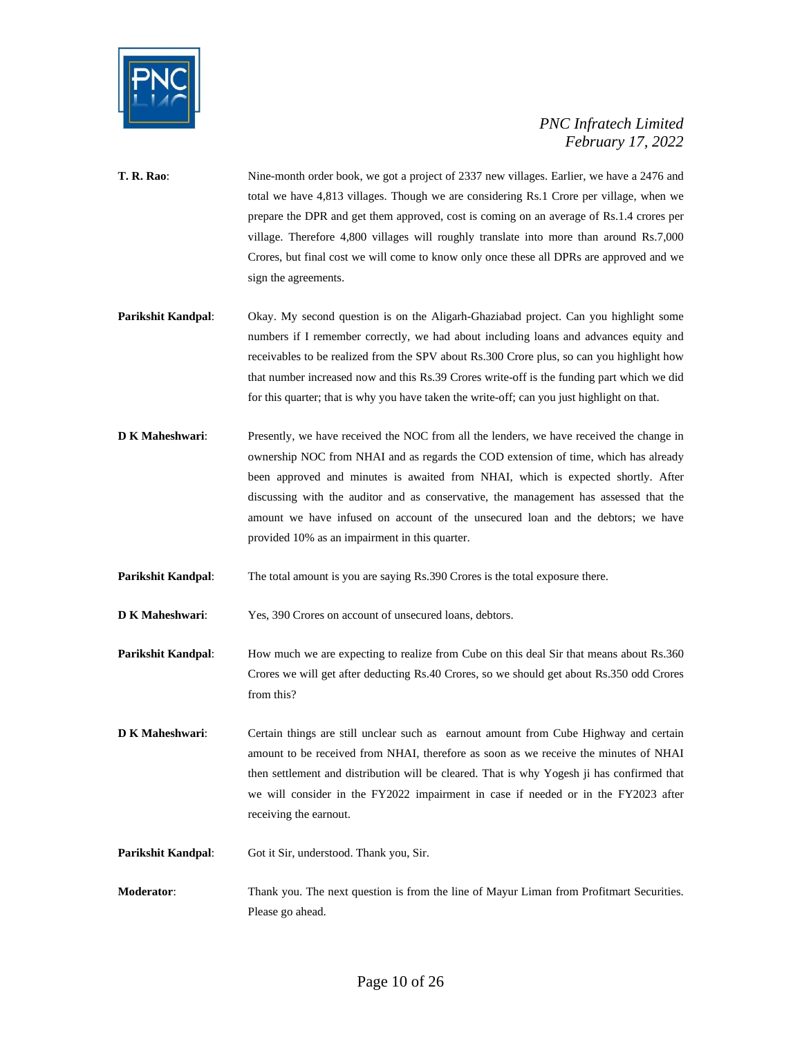**T. R. Rao**: Nine-month order book, we got a project of 2337 new villages. Earlier, we have a 2476 and total we have 4,813 villages. Though we are considering Rs.1 Crore per village, when we prepare the DPR and get them approved, cost is coming on an average of Rs.1.4 crores per village. Therefore 4,800 villages will roughly translate into more than around Rs.7,000 Crores, but final cost we will come to know only once these all DPRs are approved and we sign the agreements.

**Parikshit Kandpal**: Okay. My second question is on the Aligarh-Ghaziabad project. Can you highlight some numbers if I remember correctly, we had about including loans and advances equity and receivables to be realized from the SPV about Rs.300 Crore plus, so can you highlight how that number increased now and this Rs.39 Crores write-off is the funding part which we did for this quarter; that is why you have taken the write-off; can you just highlight on that.

**D K Maheshwari**: Presently, we have received the NOC from all the lenders, we have received the change in ownership NOC from NHAI and as regards the COD extension of time, which has already been approved and minutes is awaited from NHAI, which is expected shortly. After discussing with the auditor and as conservative, the management has assessed that the amount we have infused on account of the unsecured loan and the debtors; we have provided 10% as an impairment in this quarter.

**Parikshit Kandpal**: The total amount is you are saying Rs.390 Crores is the total exposure there.

**D K Maheshwari**: Yes, 390 Crores on account of unsecured loans, debtors.

**Parikshit Kandpal**: How much we are expecting to realize from Cube on this deal Sir that means about Rs.360 Crores we will get after deducting Rs.40 Crores, so we should get about Rs.350 odd Crores from this?

**D K Maheshwari**: Certain things are still unclear such as earnout amount from Cube Highway and certain amount to be received from NHAI, therefore as soon as we receive the minutes of NHAI then settlement and distribution will be cleared. That is why Yogesh ji has confirmed that we will consider in the FY2022 impairment in case if needed or in the FY2023 after receiving the earnout.

**Parikshit Kandpal**: Got it Sir, understood. Thank you, Sir.

**Moderator**: Thank you. The next question is from the line of Mayur Liman from Profitmart Securities. Please go ahead.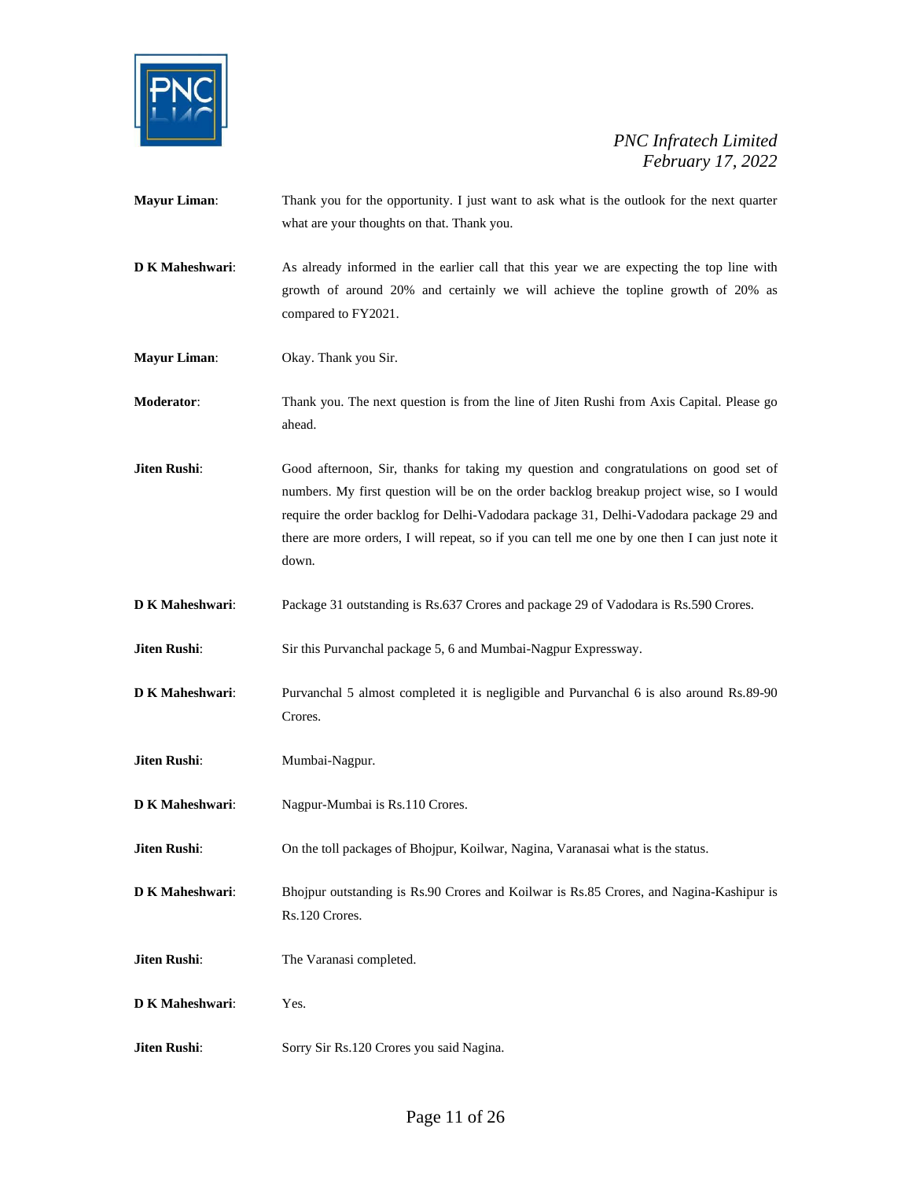**Mayur Liman**: Thank you for the opportunity. I just want to ask what is the outlook for the next quarter what are your thoughts on that. Thank you.

**D K Maheshwari**: As already informed in the earlier call that this year we are expecting the top line with growth of around 20% and certainly we will achieve the topline growth of 20% as compared to FY2021.

**Mayur Liman**: Okay. Thank you Sir.

**Moderator**: Thank you. The next question is from the line of Jiten Rushi from Axis Capital. Please go ahead.

**Jiten Rushi**: Good afternoon, Sir, thanks for taking my question and congratulations on good set of numbers. My first question will be on the order backlog breakup project wise, so I would require the order backlog for Delhi-Vadodara package 31, Delhi-Vadodara package 29 and there are more orders, I will repeat, so if you can tell me one by one then I can just note it down.

**D K Maheshwari**: Package 31 outstanding is Rs.637 Crores and package 29 of Vadodara is Rs.590 Crores.

**Jiten Rushi**: Sir this Purvanchal package 5, 6 and Mumbai-Nagpur Expressway.

**D K Maheshwari**: Purvanchal 5 almost completed it is negligible and Purvanchal 6 is also around Rs.89-90 Crores.

**Jiten Rushi**: Mumbai-Nagpur.

**D K Maheshwari**: Nagpur-Mumbai is Rs.110 Crores.

**Jiten Rushi**: On the toll packages of Bhojpur, Koilwar, Nagina, Varanasai what is the status.

**D K Maheshwari**: Bhojpur outstanding is Rs.90 Crores and Koilwar is Rs.85 Crores, and Nagina-Kashipur is Rs.120 Crores.

**Jiten Rushi**: The Varanasi completed.

**D K Maheshwari**: Yes.

**Jiten Rushi**: Sorry Sir Rs.120 Crores you said Nagina.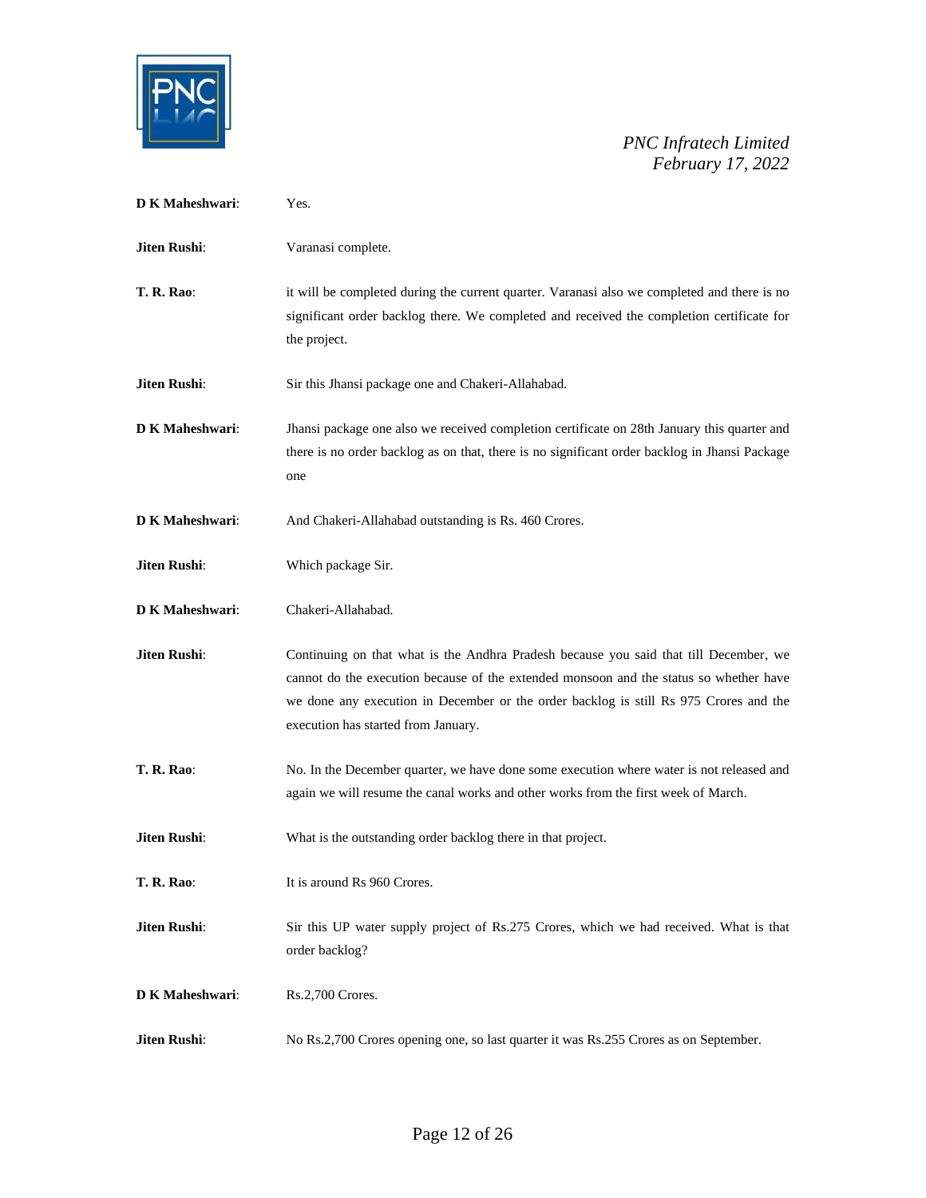**D K Maheshwari**: Yes.

**Jiten Rushi**: Varanasi complete.

**T. R. Rao**: it will be completed during the current quarter. Varanasi also we completed and there is no significant order backlog there. We completed and received the completion certificate for the project.

**Jiten Rushi**: Sir this Jhansi package one and Chakeri-Allahabad.

**D K Maheshwari**: Jhansi package one also we received completion certificate on 28th January this quarter and there is no order backlog as on that, there is no significant order backlog in Jhansi Package one

**D K Maheshwari**: And Chakeri-Allahabad outstanding is Rs. 460 Crores.

**Jiten Rushi**: Which package Sir.

**D K Maheshwari**: Chakeri-Allahabad.

**Jiten Rushi**: Continuing on that what is the Andhra Pradesh because you said that till December, we cannot do the execution because of the extended monsoon and the status so whether have we done any execution in December or the order backlog is still Rs 975 Crores and the execution has started from January.

**T. R. Rao**: No. In the December quarter, we have done some execution where water is not released and again we will resume the canal works and other works from the first week of March.

**Jiten Rushi**: What is the outstanding order backlog there in that project.

**T. R. Rao**: It is around Rs 960 Crores.

**Jiten Rushi**: Sir this UP water supply project of Rs.275 Crores, which we had received. What is that order backlog?

**D K Maheshwari**: Rs.2,700 Crores.

**Jiten Rushi**: No Rs.2,700 Crores opening one, so last quarter it was Rs.255 Crores as on September.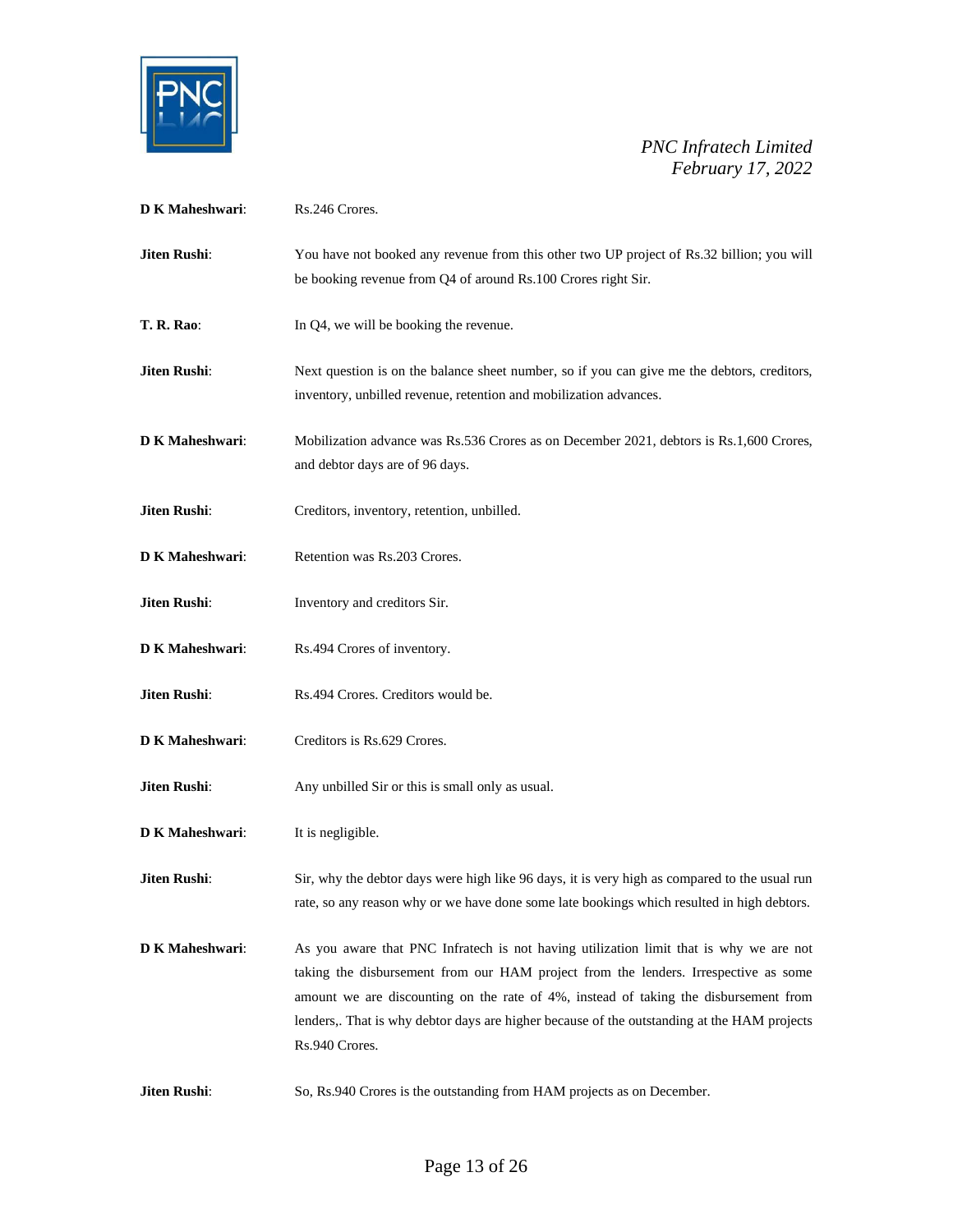**D K Maheshwari**: Rs.246 Crores.

**Jiten Rushi**: You have not booked any revenue from this other two UP project of Rs.32 billion; you will be booking revenue from Q4 of around Rs.100 Crores right Sir.

**T. R. Rao**: In Q4, we will be booking the revenue.

**Jiten Rushi**: Next question is on the balance sheet number, so if you can give me the debtors, creditors, inventory, unbilled revenue, retention and mobilization advances.

**D K Maheshwari**: Mobilization advance was Rs.536 Crores as on December 2021, debtors is Rs.1,600 Crores, and debtor days are of 96 days.

**Jiten Rushi**: Creditors, inventory, retention, unbilled.

**D K Maheshwari**: Retention was Rs.203 Crores.

**Jiten Rushi**: Inventory and creditors Sir.

**D K Maheshwari**: Rs.494 Crores of inventory.

**Jiten Rushi**: Rs.494 Crores. Creditors would be.

**D K Maheshwari**: Creditors is Rs.629 Crores.

**Jiten Rushi**: Any unbilled Sir or this is small only as usual.

**D K Maheshwari**: It is negligible.

**Jiten Rushi**: Sir, why the debtor days were high like 96 days, it is very high as compared to the usual run rate, so any reason why or we have done some late bookings which resulted in high debtors.

**D K Maheshwari**: As you aware that PNC Infratech is not having utilization limit that is why we are not taking the disbursement from our HAM project from the lenders. Irrespective as some amount we are discounting on the rate of 4%, instead of taking the disbursement from lenders,. That is why debtor days are higher because of the outstanding at the HAM projects Rs.940 Crores.

**Jiten Rushi**: So, Rs.940 Crores is the outstanding from HAM projects as on December.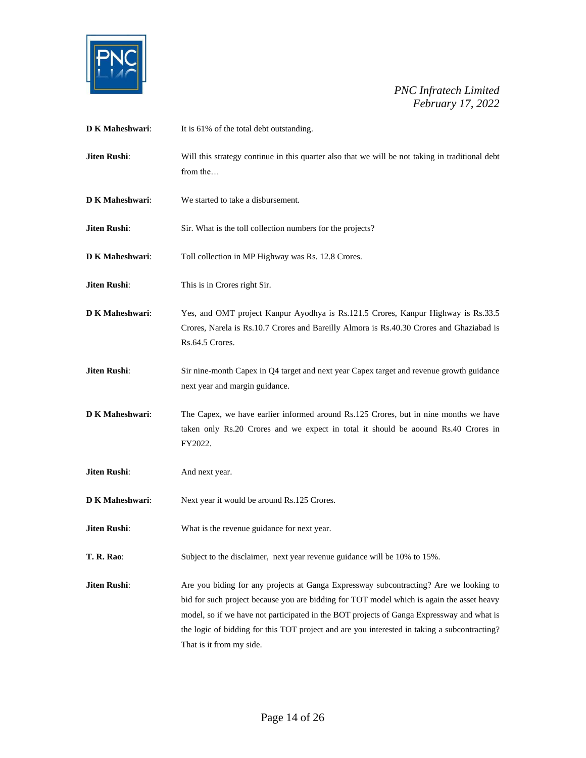**D K Maheshwari**: It is 61% of the total debt outstanding.

**Jiten Rushi**: Will this strategy continue in this quarter also that we will be not taking in traditional debt from the…

**D K Maheshwari**: We started to take a disbursement.

**Jiten Rushi**: Sir. What is the toll collection numbers for the projects?

**D K Maheshwari**: Toll collection in MP Highway was Rs. 12.8 Crores.

**Jiten Rushi**: This is in Crores right Sir.

**D K Maheshwari**: Yes, and OMT project Kanpur Ayodhya is Rs.121.5 Crores, Kanpur Highway is Rs.33.5 Crores, Narela is Rs.10.7 Crores and Bareilly Almora is Rs.40.30 Crores and Ghaziabad is Rs.64.5 Crores.

**Jiten Rushi**: Sir nine-month Capex in Q4 target and next year Capex target and revenue growth guidance next year and margin guidance.

**D K Maheshwari**: The Capex, we have earlier informed around Rs.125 Crores, but in nine months we have taken only Rs.20 Crores and we expect in total it should be aoound Rs.40 Crores in FY2022.

**Jiten Rushi**: And next year.

**D K Maheshwari**: Next year it would be around Rs.125 Crores.

**Jiten Rushi**: What is the revenue guidance for next year.

**T. R. Rao**: Subject to the disclaimer, next year revenue guidance will be 10% to 15%.

**Jiten Rushi**: Are you biding for any projects at Ganga Expressway subcontracting? Are we looking to bid for such project because you are bidding for TOT model which is again the asset heavy model, so if we have not participated in the BOT projects of Ganga Expressway and what is the logic of bidding for this TOT project and are you interested in taking a subcontracting? That is it from my side.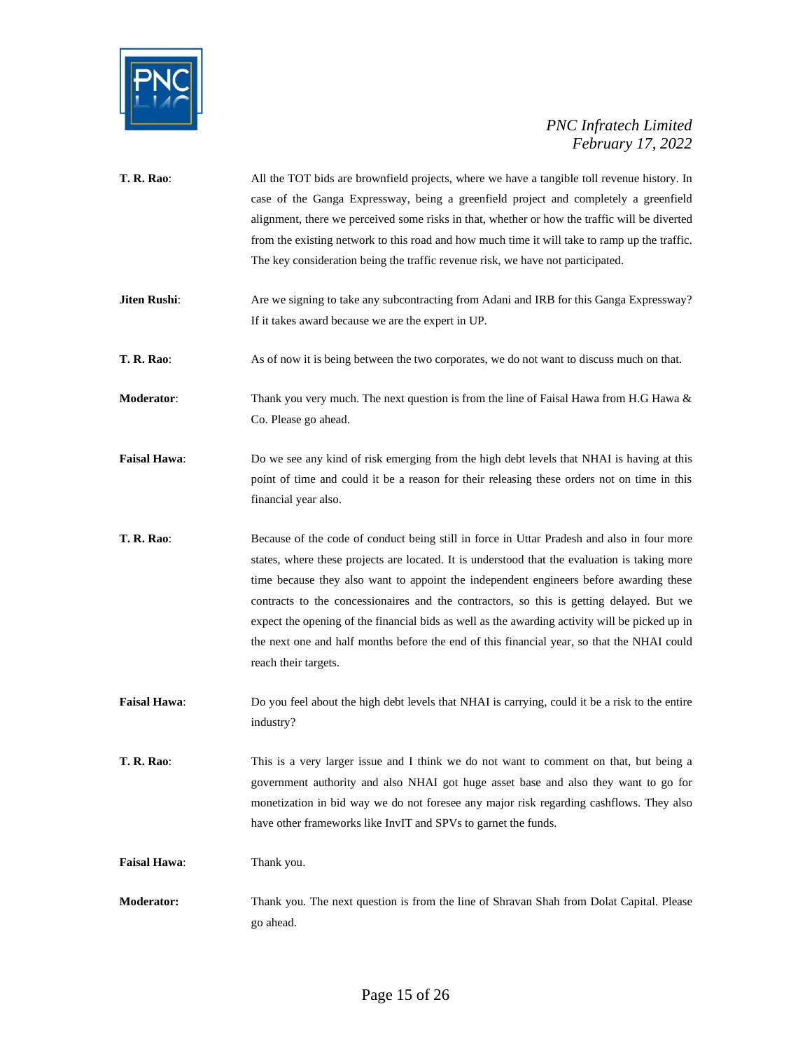**T. R. Rao**: All the TOT bids are brownfield projects, where we have a tangible toll revenue history. In case of the Ganga Expressway, being a greenfield project and completely a greenfield alignment, there we perceived some risks in that, whether or how the traffic will be diverted from the existing network to this road and how much time it will take to ramp up the traffic. The key consideration being the traffic revenue risk, we have not participated.

**Jiten Rushi**: Are we signing to take any subcontracting from Adani and IRB for this Ganga Expressway? If it takes award because we are the expert in UP.

**T. R. Rao**: As of now it is being between the two corporates, we do not want to discuss much on that.

**Moderator**: Thank you very much. The next question is from the line of Faisal Hawa from H.G Hawa & Co. Please go ahead.

**Faisal Hawa**: Do we see any kind of risk emerging from the high debt levels that NHAI is having at this point of time and could it be a reason for their releasing these orders not on time in this financial year also.

**T. R. Rao**: Because of the code of conduct being still in force in Uttar Pradesh and also in four more states, where these projects are located. It is understood that the evaluation is taking more time because they also want to appoint the independent engineers before awarding these contracts to the concessionaires and the contractors, so this is getting delayed. But we expect the opening of the financial bids as well as the awarding activity will be picked up in the next one and half months before the end of this financial year, so that the NHAI could reach their targets.

**Faisal Hawa**: Do you feel about the high debt levels that NHAI is carrying, could it be a risk to the entire industry?

**T. R. Rao**: This is a very larger issue and I think we do not want to comment on that, but being a government authority and also NHAI got huge asset base and also they want to go for monetization in bid way we do not foresee any major risk regarding cashflows. They also have other frameworks like InvIT and SPVs to garnet the funds.

**Faisal Hawa**: Thank you.

**Moderator:** Thank you. The next question is from the line of Shravan Shah from Dolat Capital. Please go ahead.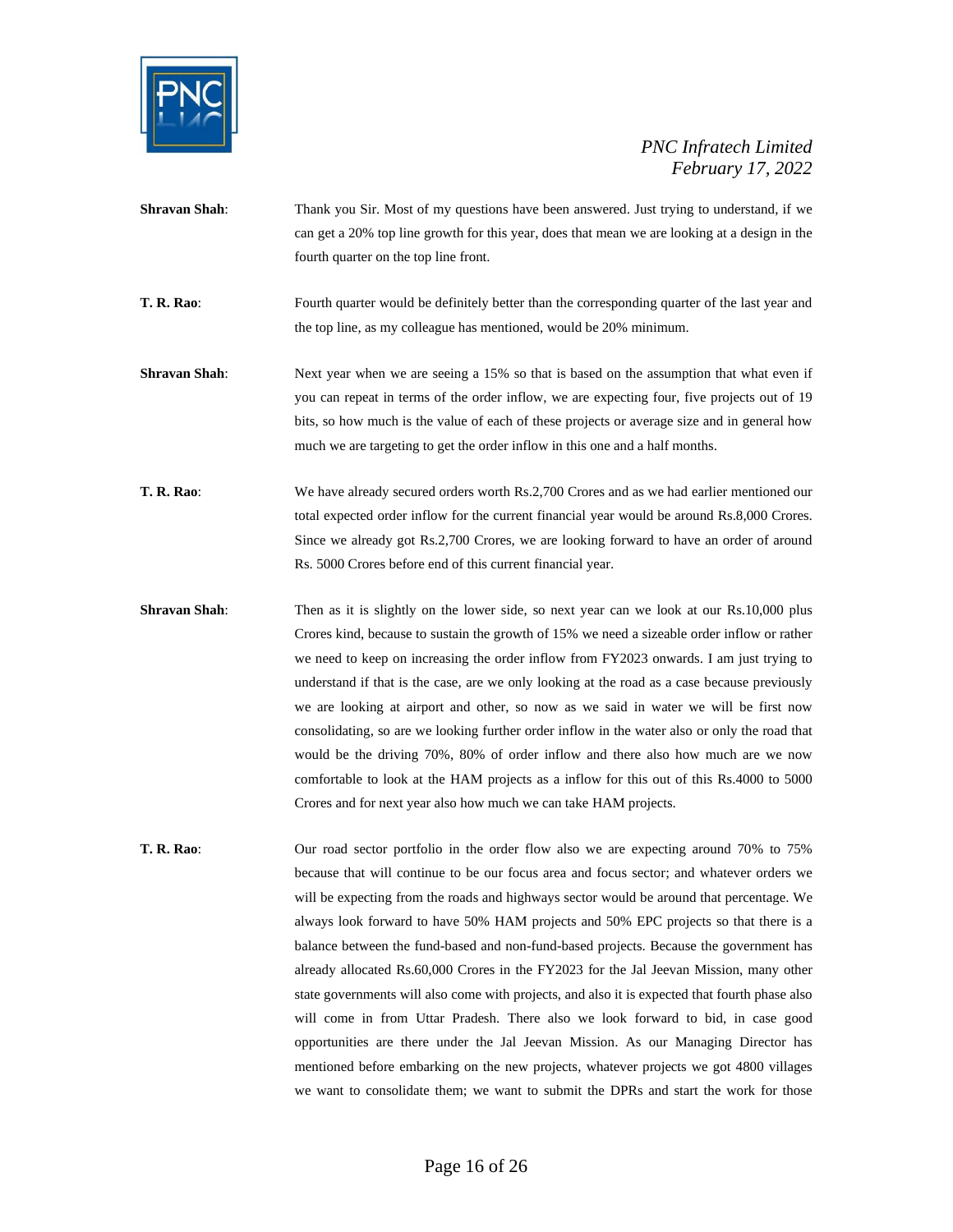**Shravan Shah**: Thank you Sir. Most of my questions have been answered. Just trying to understand, if we can get a 20% top line growth for this year, does that mean we are looking at a design in the fourth quarter on the top line front.

**T. R. Rao**: Fourth quarter would be definitely better than the corresponding quarter of the last year and the top line, as my colleague has mentioned, would be 20% minimum.

**Shravan Shah**: Next year when we are seeing a 15% so that is based on the assumption that what even if you can repeat in terms of the order inflow, we are expecting four, five projects out of 19 bits, so how much is the value of each of these projects or average size and in general how much we are targeting to get the order inflow in this one and a half months.

**T. R. Rao**: We have already secured orders worth Rs.2,700 Crores and as we had earlier mentioned our total expected order inflow for the current financial year would be around Rs.8,000 Crores. Since we already got Rs.2,700 Crores, we are looking forward to have an order of around Rs. 5000 Crores before end of this current financial year.

**Shravan Shah**: Then as it is slightly on the lower side, so next year can we look at our Rs.10,000 plus Crores kind, because to sustain the growth of 15% we need a sizeable order inflow or rather we need to keep on increasing the order inflow from FY2023 onwards. I am just trying to understand if that is the case, are we only looking at the road as a case because previously we are looking at airport and other, so now as we said in water we will be first now consolidating, so are we looking further order inflow in the water also or only the road that would be the driving 70%, 80% of order inflow and there also how much are we now comfortable to look at the HAM projects as a inflow for this out of this Rs.4000 to 5000 Crores and for next year also how much we can take HAM projects.

**T. R. Rao**: Our road sector portfolio in the order flow also we are expecting around 70% to 75% because that will continue to be our focus area and focus sector; and whatever orders we will be expecting from the roads and highways sector would be around that percentage. We always look forward to have 50% HAM projects and 50% EPC projects so that there is a balance between the fund-based and non-fund-based projects. Because the government has already allocated Rs.60,000 Crores in the FY2023 for the Jal Jeevan Mission, many other state governments will also come with projects, and also it is expected that fourth phase also will come in from Uttar Pradesh. There also we look forward to bid, in case good opportunities are there under the Jal Jeevan Mission. As our Managing Director has mentioned before embarking on the new projects, whatever projects we got 4800 villages we want to consolidate them; we want to submit the DPRs and start the work for those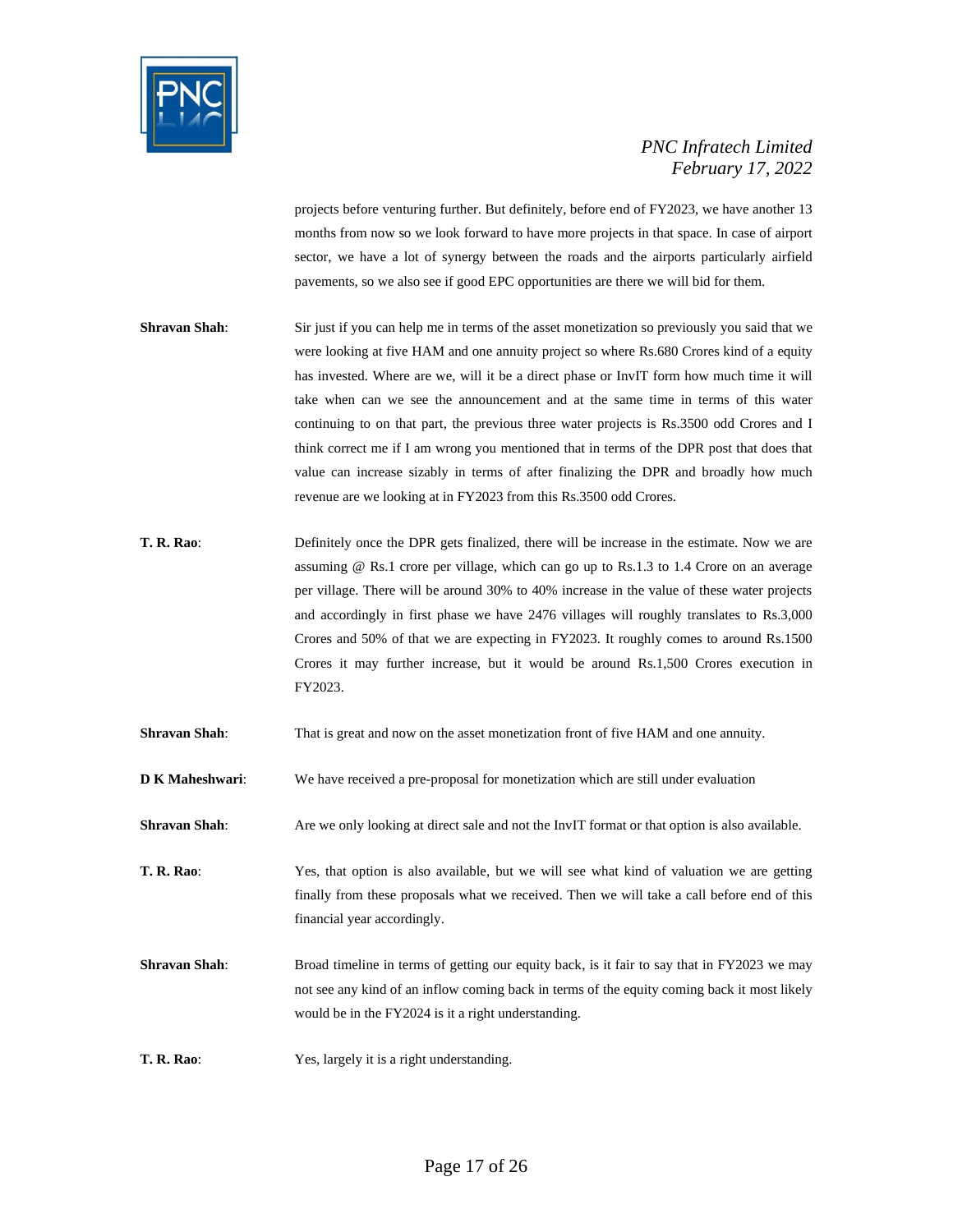projects before venturing further. But definitely, before end of FY2023, we have another 13 months from now so we look forward to have more projects in that space. In case of airport sector, we have a lot of synergy between the roads and the airports particularly airfield pavements, so we also see if good EPC opportunities are there we will bid for them.

**Shravan Shah**: Sir just if you can help me in terms of the asset monetization so previously you said that we were looking at five HAM and one annuity project so where Rs.680 Crores kind of a equity has invested. Where are we, will it be a direct phase or InvIT form how much time it will take when can we see the announcement and at the same time in terms of this water continuing to on that part, the previous three water projects is Rs.3500 odd Crores and I think correct me if I am wrong you mentioned that in terms of the DPR post that does that value can increase sizably in terms of after finalizing the DPR and broadly how much revenue are we looking at in FY2023 from this Rs.3500 odd Crores.

**T. R. Rao**: Definitely once the DPR gets finalized, there will be increase in the estimate. Now we are assuming @ Rs.1 crore per village, which can go up to Rs.1.3 to 1.4 Crore on an average per village. There will be around 30% to 40% increase in the value of these water projects and accordingly in first phase we have 2476 villages will roughly translates to Rs.3,000 Crores and 50% of that we are expecting in FY2023. It roughly comes to around Rs.1500 Crores it may further increase, but it would be around Rs.1,500 Crores execution in FY2023.

**Shravan Shah**: That is great and now on the asset monetization front of five HAM and one annuity.

**D K Maheshwari**: We have received a pre-proposal for monetization which are still under evaluation

**Shravan Shah**: Are we only looking at direct sale and not the InvIT format or that option is also available.

**T. R. Rao**: Yes, that option is also available, but we will see what kind of valuation we are getting finally from these proposals what we received. Then we will take a call before end of this financial year accordingly.

**Shravan Shah**: Broad timeline in terms of getting our equity back, is it fair to say that in FY2023 we may not see any kind of an inflow coming back in terms of the equity coming back it most likely would be in the FY2024 is it a right understanding.

**T. R. Rao**: Yes, largely it is a right understanding.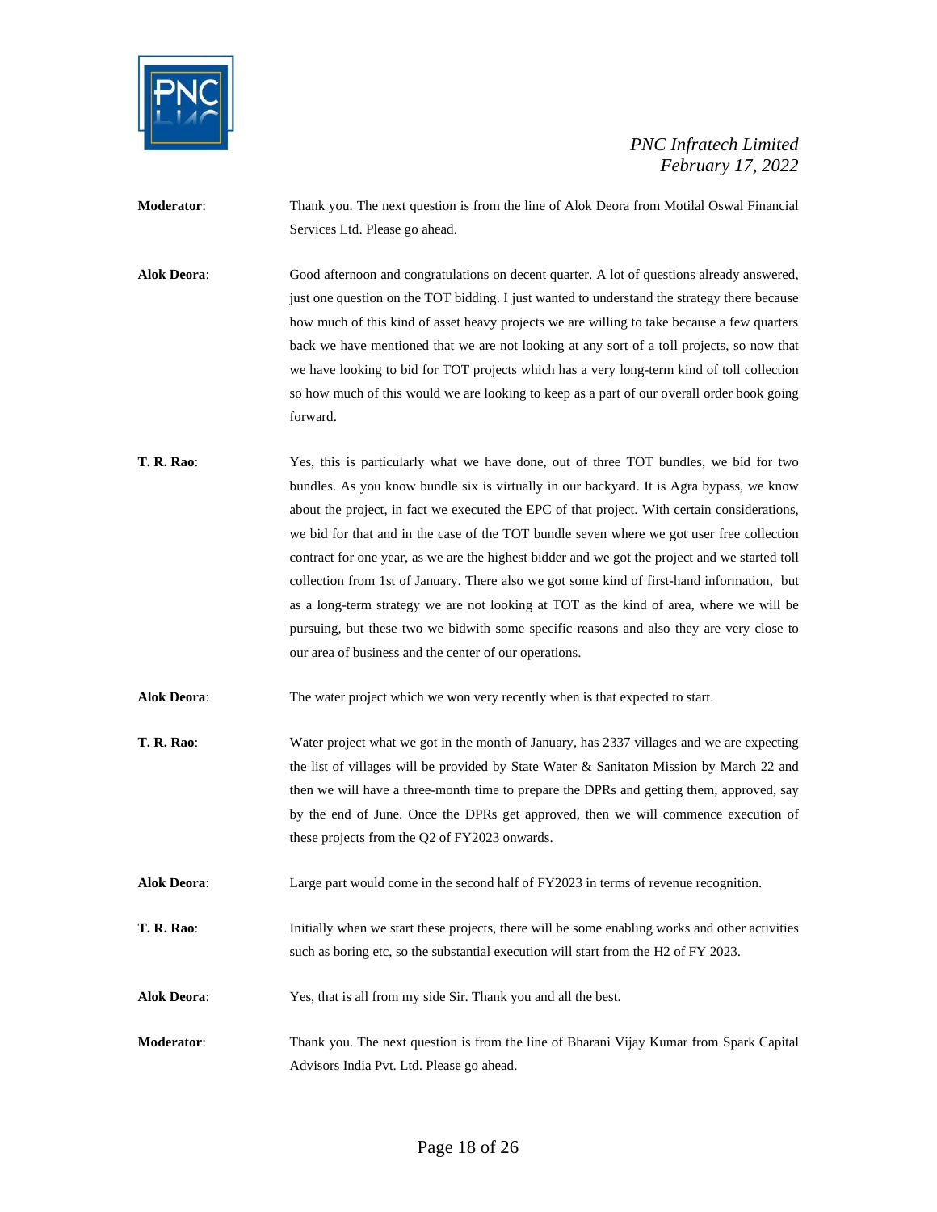**Moderator**: Thank you. The next question is from the line of Alok Deora from Motilal Oswal Financial Services Ltd. Please go ahead.

**Alok Deora**: Good afternoon and congratulations on decent quarter. A lot of questions already answered, just one question on the TOT bidding. I just wanted to understand the strategy there because how much of this kind of asset heavy projects we are willing to take because a few quarters back we have mentioned that we are not looking at any sort of a toll projects, so now that we have looking to bid for TOT projects which has a very long-term kind of toll collection so how much of this would we are looking to keep as a part of our overall order book going forward.

**T. R. Rao**: Yes, this is particularly what we have done, out of three TOT bundles, we bid for two bundles. As you know bundle six is virtually in our backyard. It is Agra bypass, we know about the project, in fact we executed the EPC of that project. With certain considerations, we bid for that and in the case of the TOT bundle seven where we got user free collection contract for one year, as we are the highest bidder and we got the project and we started toll collection from 1st of January. There also we got some kind of first-hand information, but as a long-term strategy we are not looking at TOT as the kind of area, where we will be pursuing, but these two we bidwith some specific reasons and also they are very close to our area of business and the center of our operations.

**Alok Deora**: The water project which we won very recently when is that expected to start.

**T. R. Rao**: Water project what we got in the month of January, has 2337 villages and we are expecting the list of villages will be provided by State Water & Sanitaton Mission by March 22 and then we will have a three-month time to prepare the DPRs and getting them, approved, say by the end of June. Once the DPRs get approved, then we will commence execution of these projects from the Q2 of FY2023 onwards.

**Alok Deora**: Large part would come in the second half of FY2023 in terms of revenue recognition.

**T. R. Rao**: Initially when we start these projects, there will be some enabling works and other activities such as boring etc, so the substantial execution will start from the H2 of FY 2023.

**Alok Deora**: Yes, that is all from my side Sir. Thank you and all the best.

**Moderator**: Thank you. The next question is from the line of Bharani Vijay Kumar from Spark Capital Advisors India Pvt. Ltd. Please go ahead.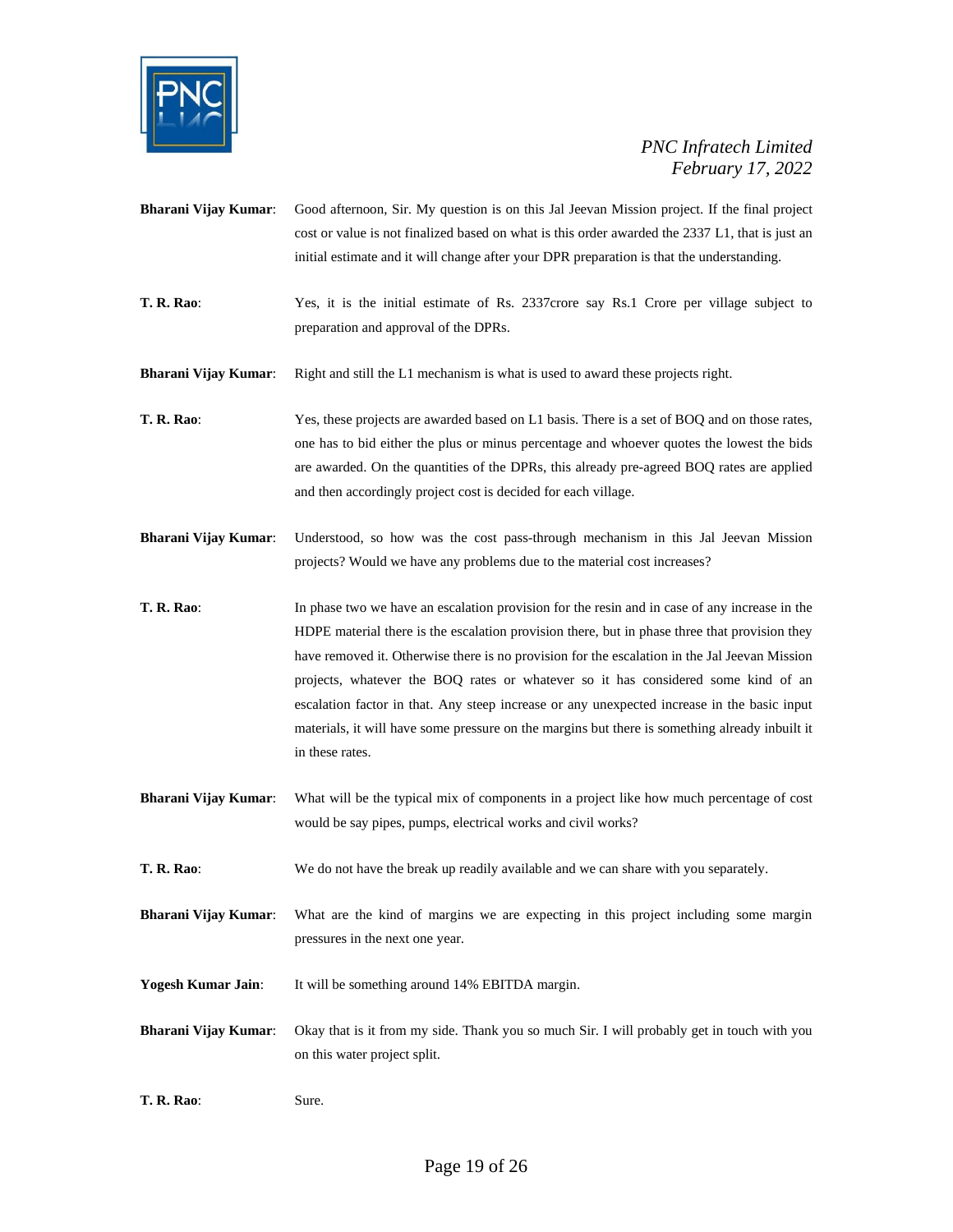**Bharani Vijay Kumar**: Good afternoon, Sir. My question is on this Jal Jeevan Mission project. If the final project cost or value is not finalized based on what is this order awarded the 2337 L1, that is just an initial estimate and it will change after your DPR preparation is that the understanding.

**T. R. Rao**: Yes, it is the initial estimate of Rs. 2337crore say Rs.1 Crore per village subject to preparation and approval of the DPRs.

**Bharani Vijay Kumar**: Right and still the L1 mechanism is what is used to award these projects right.

**T. R. Rao**: Yes, these projects are awarded based on L1 basis. There is a set of BOQ and on those rates, one has to bid either the plus or minus percentage and whoever quotes the lowest the bids are awarded. On the quantities of the DPRs, this already pre-agreed BOQ rates are applied and then accordingly project cost is decided for each village.

**Bharani Vijay Kumar**: Understood, so how was the cost pass-through mechanism in this Jal Jeevan Mission projects? Would we have any problems due to the material cost increases?

**T. R. Rao**: In phase two we have an escalation provision for the resin and in case of any increase in the HDPE material there is the escalation provision there, but in phase three that provision they have removed it. Otherwise there is no provision for the escalation in the Jal Jeevan Mission projects, whatever the BOQ rates or whatever so it has considered some kind of an escalation factor in that. Any steep increase or any unexpected increase in the basic input materials, it will have some pressure on the margins but there is something already inbuilt it in these rates.

**Bharani Vijay Kumar**: What will be the typical mix of components in a project like how much percentage of cost would be say pipes, pumps, electrical works and civil works?

**T. R. Rao**: We do not have the break up readily available and we can share with you separately.

**Bharani Vijay Kumar**: What are the kind of margins we are expecting in this project including some margin pressures in the next one year.

**Yogesh Kumar Jain**: It will be something around 14% EBITDA margin.

**Bharani Vijay Kumar**: Okay that is it from my side. Thank you so much Sir. I will probably get in touch with you on this water project split.

**T. R. Rao**: Sure.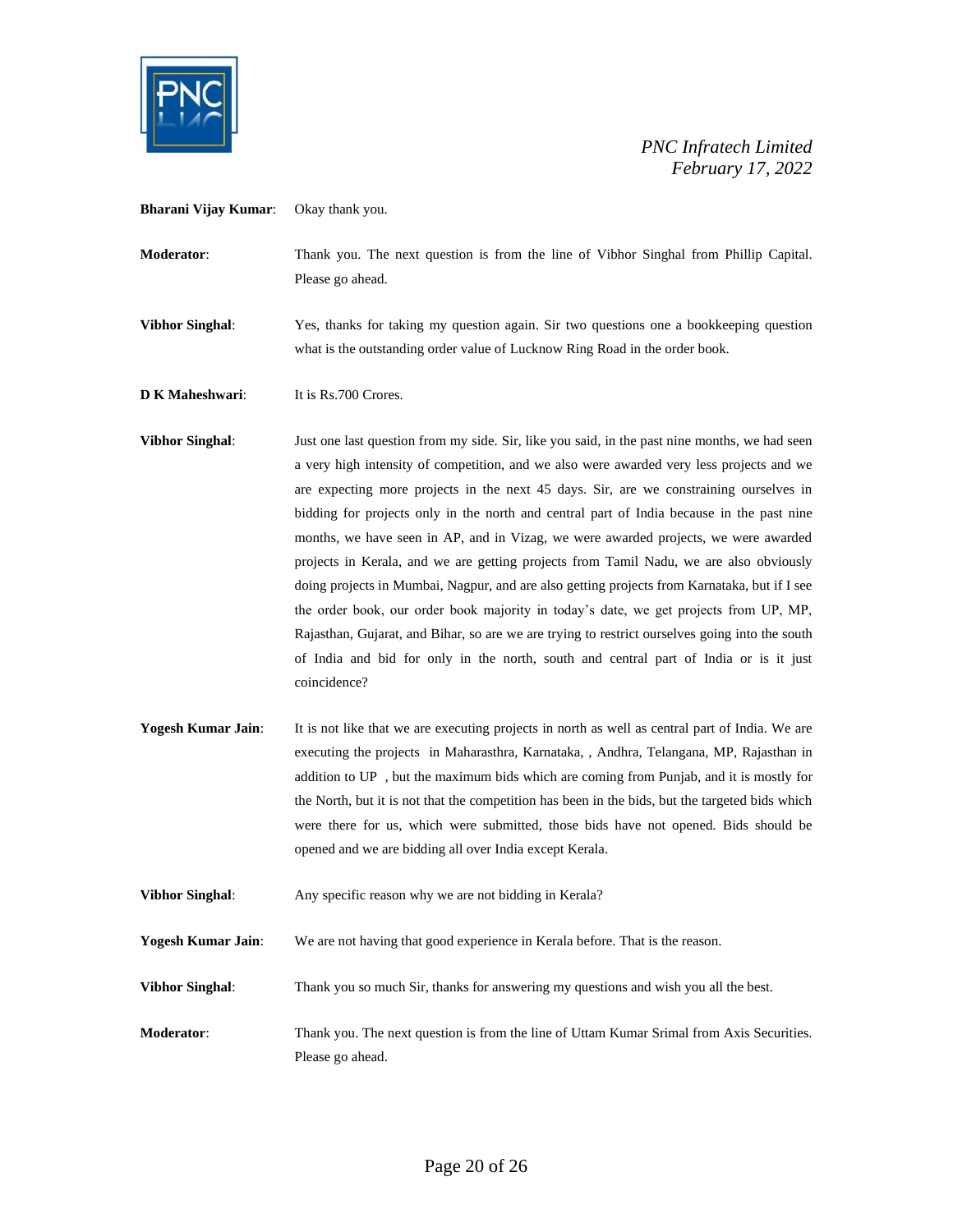**Bharani Vijay Kumar**: Okay thank you.

**Moderator**: Thank you. The next question is from the line of Vibhor Singhal from Phillip Capital. Please go ahead.

**Vibhor Singhal**: Yes, thanks for taking my question again. Sir two questions one a bookkeeping question what is the outstanding order value of Lucknow Ring Road in the order book.

**D K Maheshwari**: It is Rs.700 Crores.

**Vibhor Singhal**: Just one last question from my side. Sir, like you said, in the past nine months, we had seen a very high intensity of competition, and we also were awarded very less projects and we are expecting more projects in the next 45 days. Sir, are we constraining ourselves in bidding for projects only in the north and central part of India because in the past nine months, we have seen in AP, and in Vizag, we were awarded projects, we were awarded projects in Kerala, and we are getting projects from Tamil Nadu, we are also obviously doing projects in Mumbai, Nagpur, and are also getting projects from Karnataka, but if I see the order book, our order book majority in today's date, we get projects from UP, MP, Rajasthan, Gujarat, and Bihar, so are we are trying to restrict ourselves going into the south of India and bid for only in the north, south and central part of India or is it just coincidence?

**Yogesh Kumar Jain**: It is not like that we are executing projects in north as well as central part of India. We are executing the projects in Maharasthra, Karnataka, , Andhra, Telangana, MP, Rajasthan in addition to UP , but the maximum bids which are coming from Punjab, and it is mostly for the North, but it is not that the competition has been in the bids, but the targeted bids which were there for us, which were submitted, those bids have not opened. Bids should be opened and we are bidding all over India except Kerala.

**Vibhor Singhal**: Any specific reason why we are not bidding in Kerala?

**Yogesh Kumar Jain**: We are not having that good experience in Kerala before. That is the reason.

**Vibhor Singhal**: Thank you so much Sir, thanks for answering my questions and wish you all the best.

**Moderator**: Thank you. The next question is from the line of Uttam Kumar Srimal from Axis Securities. Please go ahead.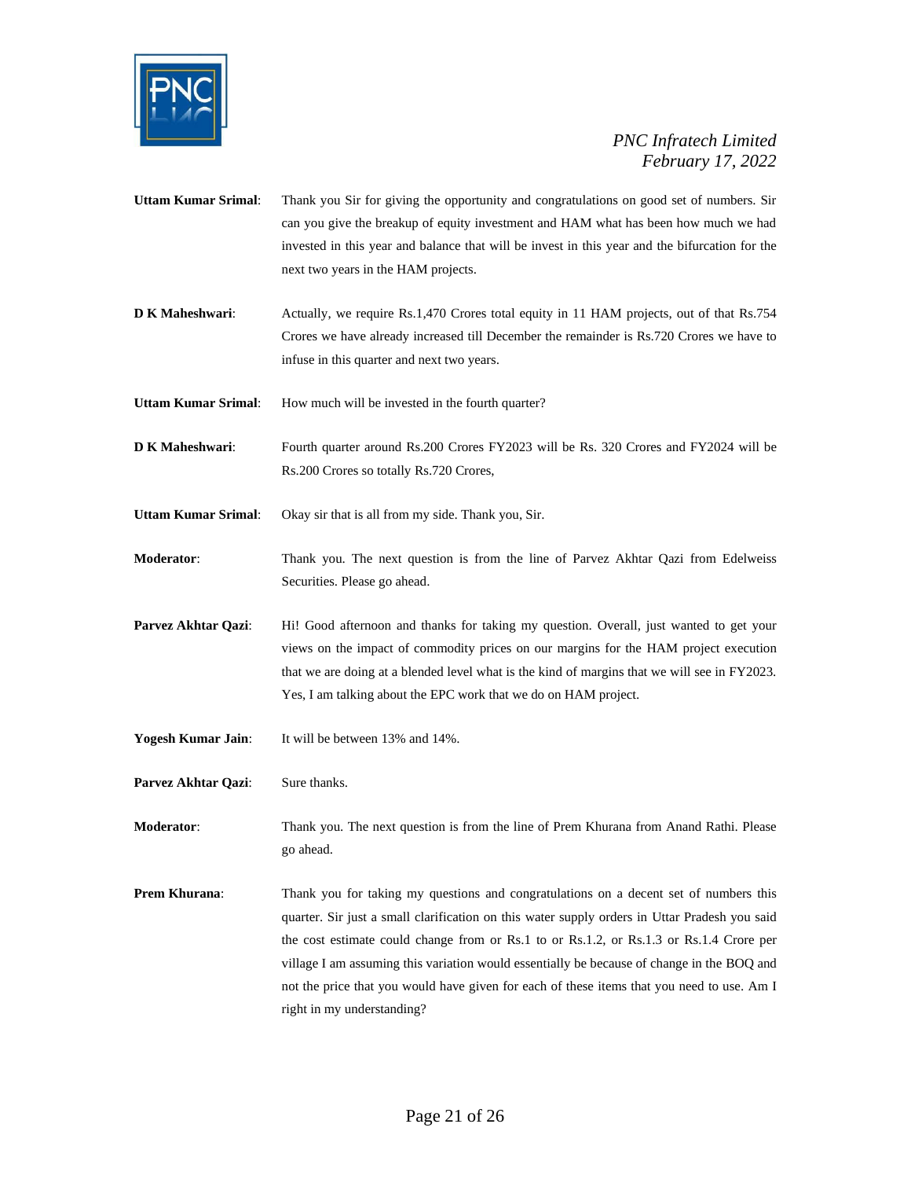**Uttam Kumar Srimal**: Thank you Sir for giving the opportunity and congratulations on good set of numbers. Sir can you give the breakup of equity investment and HAM what has been how much we had invested in this year and balance that will be invest in this year and the bifurcation for the next two years in the HAM projects.

**D K Maheshwari**: Actually, we require Rs.1,470 Crores total equity in 11 HAM projects, out of that Rs.754 Crores we have already increased till December the remainder is Rs.720 Crores we have to infuse in this quarter and next two years.

**Uttam Kumar Srimal**: How much will be invested in the fourth quarter?

**D K Maheshwari**: Fourth quarter around Rs.200 Crores FY2023 will be Rs. 320 Crores and FY2024 will be Rs.200 Crores so totally Rs.720 Crores,

**Uttam Kumar Srimal**: Okay sir that is all from my side. Thank you, Sir.

**Moderator**: Thank you. The next question is from the line of Parvez Akhtar Qazi from Edelweiss Securities. Please go ahead.

**Parvez Akhtar Qazi**: Hi! Good afternoon and thanks for taking my question. Overall, just wanted to get your views on the impact of commodity prices on our margins for the HAM project execution that we are doing at a blended level what is the kind of margins that we will see in FY2023. Yes, I am talking about the EPC work that we do on HAM project.

**Yogesh Kumar Jain**: It will be between 13% and 14%.

**Parvez Akhtar Qazi**: Sure thanks.

**Moderator**: Thank you. The next question is from the line of Prem Khurana from Anand Rathi. Please go ahead.

**Prem Khurana**: Thank you for taking my questions and congratulations on a decent set of numbers this quarter. Sir just a small clarification on this water supply orders in Uttar Pradesh you said the cost estimate could change from or Rs.1 to or Rs.1.2, or Rs.1.3 or Rs.1.4 Crore per village I am assuming this variation would essentially be because of change in the BOQ and not the price that you would have given for each of these items that you need to use. Am I right in my understanding?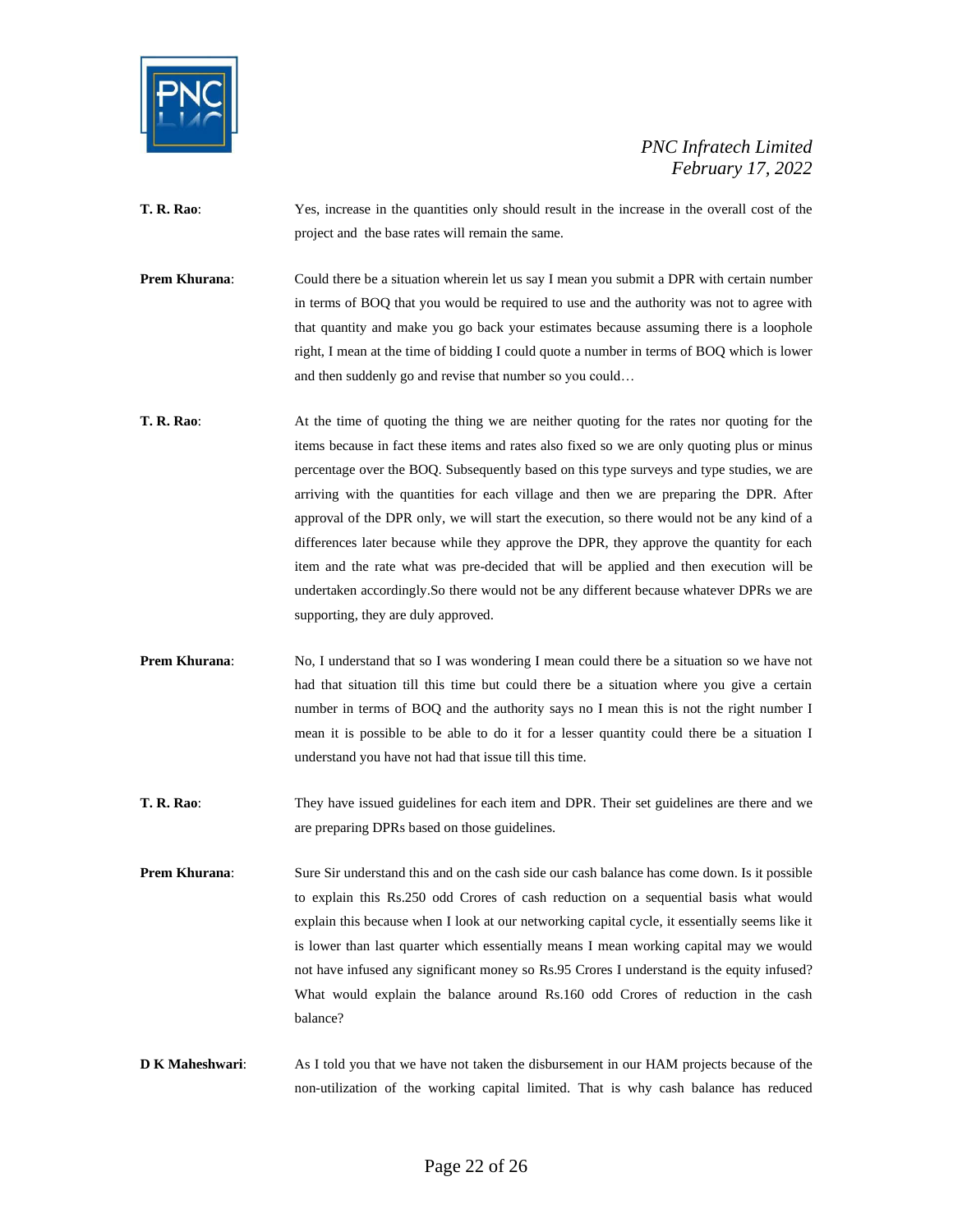**T. R. Rao**: Yes, increase in the quantities only should result in the increase in the overall cost of the project and the base rates will remain the same.

**Prem Khurana**: Could there be a situation wherein let us say I mean you submit a DPR with certain number in terms of BOQ that you would be required to use and the authority was not to agree with that quantity and make you go back your estimates because assuming there is a loophole right, I mean at the time of bidding I could quote a number in terms of BOQ which is lower and then suddenly go and revise that number so you could…

**T. R. Rao**: At the time of quoting the thing we are neither quoting for the rates nor quoting for the items because in fact these items and rates also fixed so we are only quoting plus or minus percentage over the BOQ. Subsequently based on this type surveys and type studies, we are arriving with the quantities for each village and then we are preparing the DPR. After approval of the DPR only, we will start the execution, so there would not be any kind of a differences later because while they approve the DPR, they approve the quantity for each item and the rate what was pre-decided that will be applied and then execution will be undertaken accordingly.So there would not be any different because whatever DPRs we are supporting, they are duly approved.

**Prem Khurana**: No, I understand that so I was wondering I mean could there be a situation so we have not had that situation till this time but could there be a situation where you give a certain number in terms of BOQ and the authority says no I mean this is not the right number I mean it is possible to be able to do it for a lesser quantity could there be a situation I understand you have not had that issue till this time.

**T. R. Rao**: They have issued guidelines for each item and DPR. Their set guidelines are there and we are preparing DPRs based on those guidelines.

**Prem Khurana**: Sure Sir understand this and on the cash side our cash balance has come down. Is it possible to explain this Rs.250 odd Crores of cash reduction on a sequential basis what would explain this because when I look at our networking capital cycle, it essentially seems like it is lower than last quarter which essentially means I mean working capital may we would not have infused any significant money so Rs.95 Crores I understand is the equity infused? What would explain the balance around Rs.160 odd Crores of reduction in the cash balance?

**D K Maheshwari**: As I told you that we have not taken the disbursement in our HAM projects because of the non-utilization of the working capital limited. That is why cash balance has reduced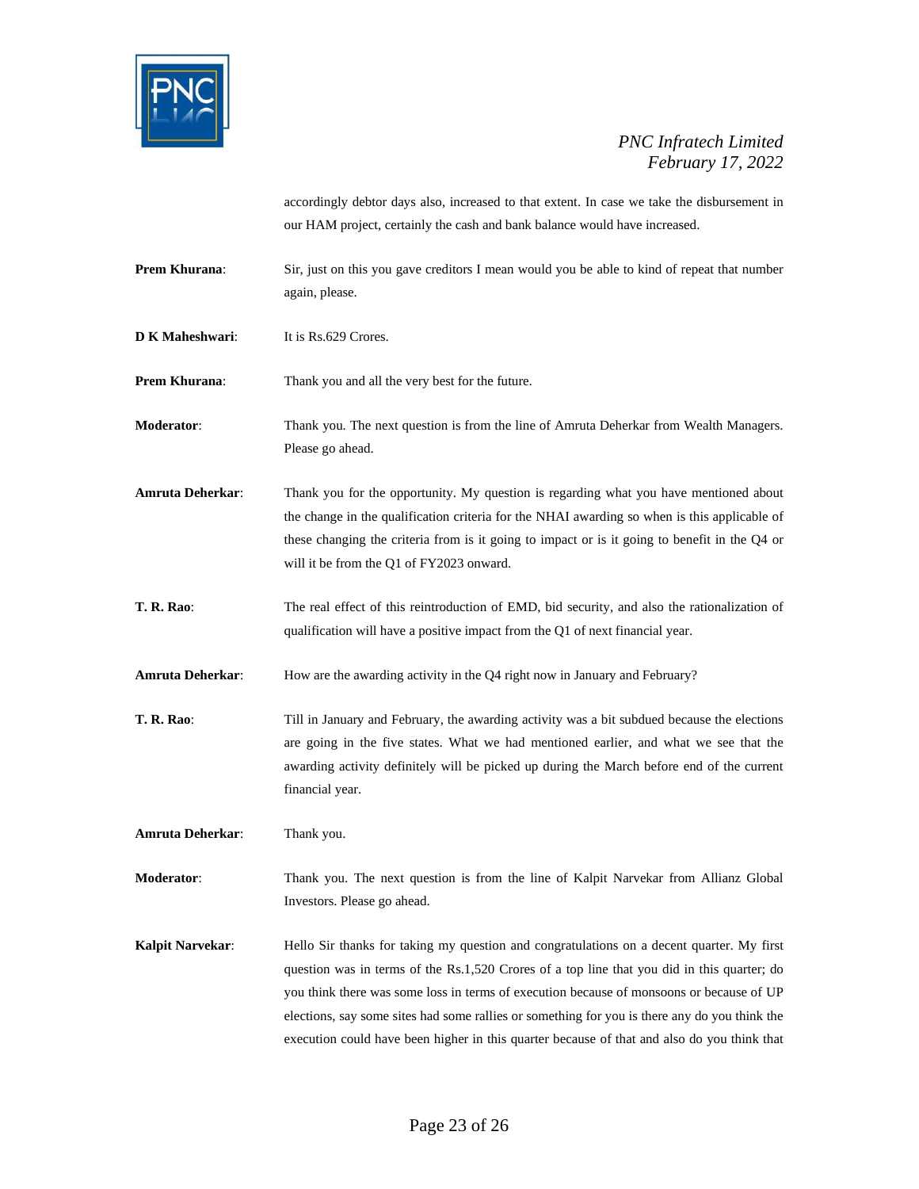accordingly debtor days also, increased to that extent. In case we take the disbursement in our HAM project, certainly the cash and bank balance would have increased.

**Prem Khurana**: Sir, just on this you gave creditors I mean would you be able to kind of repeat that number again, please.

**D K Maheshwari**: It is Rs.629 Crores.

**Prem Khurana**: Thank you and all the very best for the future.

**Moderator**: Thank you. The next question is from the line of Amruta Deherkar from Wealth Managers. Please go ahead.

**Amruta Deherkar**: Thank you for the opportunity. My question is regarding what you have mentioned about the change in the qualification criteria for the NHAI awarding so when is this applicable of these changing the criteria from is it going to impact or is it going to benefit in the Q4 or will it be from the Q1 of FY2023 onward.

**T. R. Rao**: The real effect of this reintroduction of EMD, bid security, and also the rationalization of qualification will have a positive impact from the Q1 of next financial year.

**Amruta Deherkar**: How are the awarding activity in the Q4 right now in January and February?

**T. R. Rao**: Till in January and February, the awarding activity was a bit subdued because the elections are going in the five states. What we had mentioned earlier, and what we see that the awarding activity definitely will be picked up during the March before end of the current financial year.

**Amruta Deherkar**: Thank you.

**Moderator**: Thank you. The next question is from the line of Kalpit Narvekar from Allianz Global Investors. Please go ahead.

**Kalpit Narvekar**: Hello Sir thanks for taking my question and congratulations on a decent quarter. My first question was in terms of the Rs.1,520 Crores of a top line that you did in this quarter; do you think there was some loss in terms of execution because of monsoons or because of UP elections, say some sites had some rallies or something for you is there any do you think the execution could have been higher in this quarter because of that and also do you think that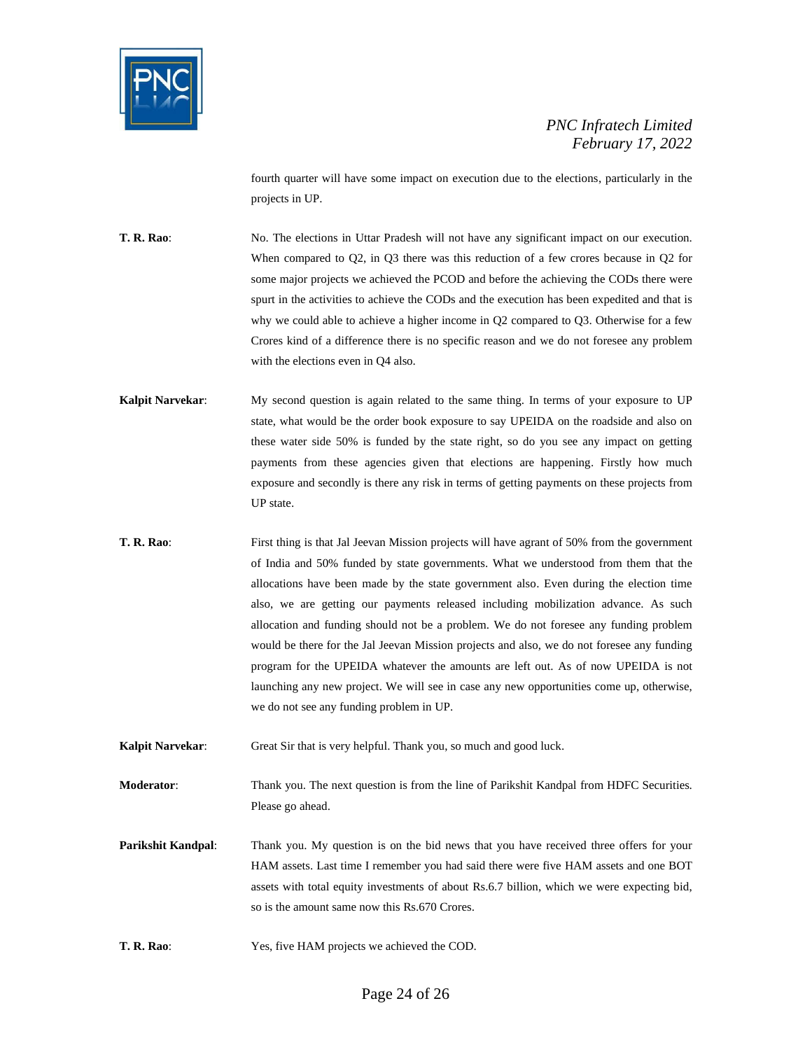fourth quarter will have some impact on execution due to the elections, particularly in the projects in UP.

**T. R. Rao**: No. The elections in Uttar Pradesh will not have any significant impact on our execution. When compared to Q2, in Q3 there was this reduction of a few crores because in Q2 for some major projects we achieved the PCOD and before the achieving the CODs there were spurt in the activities to achieve the CODs and the execution has been expedited and that is why we could able to achieve a higher income in Q2 compared to Q3. Otherwise for a few Crores kind of a difference there is no specific reason and we do not foresee any problem with the elections even in Q4 also.

**Kalpit Narvekar**: My second question is again related to the same thing. In terms of your exposure to UP state, what would be the order book exposure to say UPEIDA on the roadside and also on these water side 50% is funded by the state right, so do you see any impact on getting payments from these agencies given that elections are happening. Firstly how much exposure and secondly is there any risk in terms of getting payments on these projects from UP state.

**T. R. Rao**: First thing is that Jal Jeevan Mission projects will have agrant of 50% from the government of India and 50% funded by state governments. What we understood from them that the allocations have been made by the state government also. Even during the election time also, we are getting our payments released including mobilization advance. As such allocation and funding should not be a problem. We do not foresee any funding problem would be there for the Jal Jeevan Mission projects and also, we do not foresee any funding program for the UPEIDA whatever the amounts are left out. As of now UPEIDA is not launching any new project. We will see in case any new opportunities come up, otherwise, we do not see any funding problem in UP.

**Kalpit Narvekar**: Great Sir that is very helpful. Thank you, so much and good luck.

**Moderator**: Thank you. The next question is from the line of Parikshit Kandpal from HDFC Securities. Please go ahead.

**Parikshit Kandpal**: Thank you. My question is on the bid news that you have received three offers for your HAM assets. Last time I remember you had said there were five HAM assets and one BOT assets with total equity investments of about Rs.6.7 billion, which we were expecting bid, so is the amount same now this Rs.670 Crores.

**T. R. Rao**: Yes, five HAM projects we achieved the COD.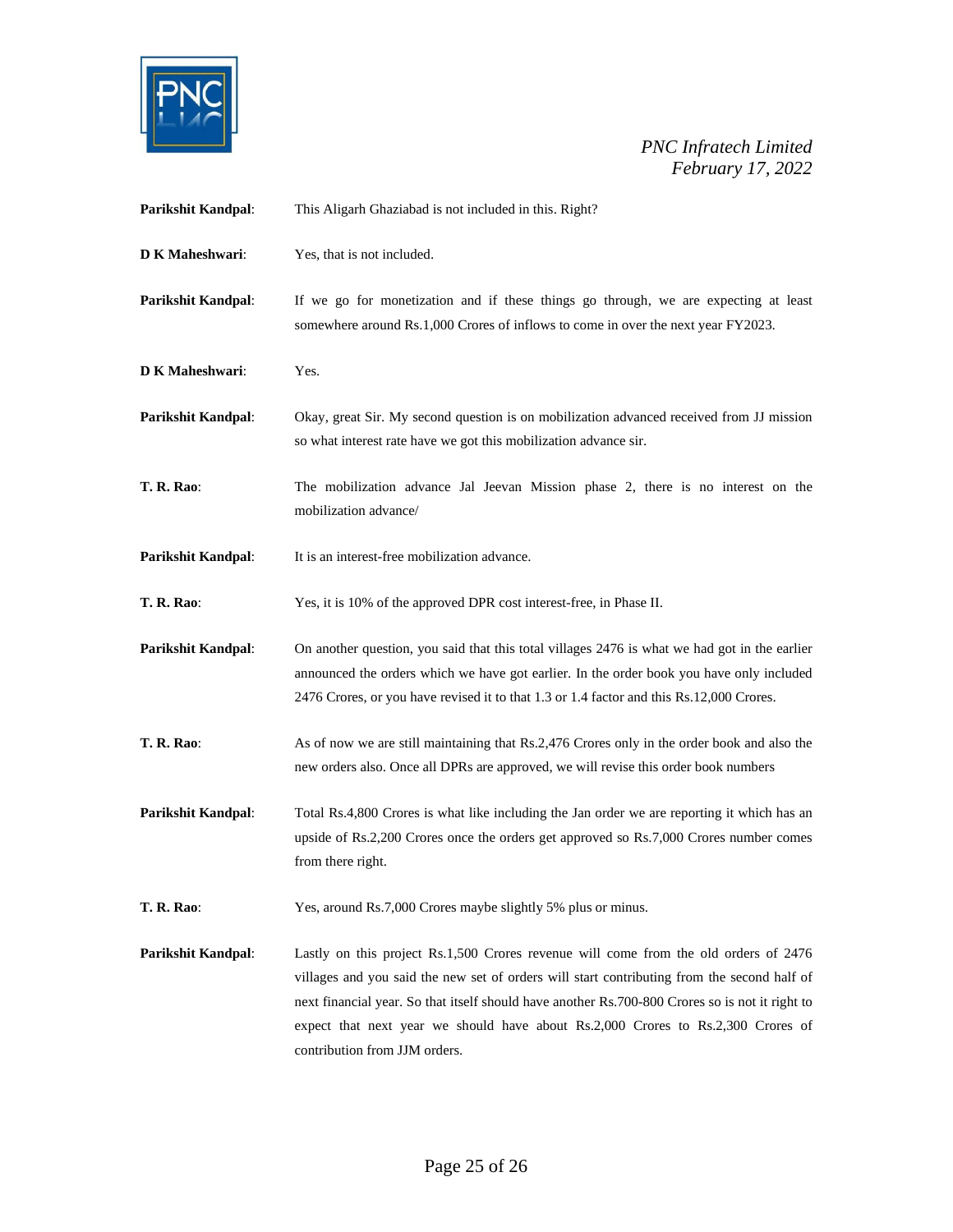**Parikshit Kandpal**: This Aligarh Ghaziabad is not included in this. Right?

**D K Maheshwari**: Yes, that is not included.

**Parikshit Kandpal**: If we go for monetization and if these things go through, we are expecting at least somewhere around Rs.1,000 Crores of inflows to come in over the next year FY2023.

**D K Maheshwari**: Yes.

**Parikshit Kandpal**: Okay, great Sir. My second question is on mobilization advanced received from JJ mission so what interest rate have we got this mobilization advance sir.

**T. R. Rao**: The mobilization advance Jal Jeevan Mission phase 2, there is no interest on the mobilization advance/

**Parikshit Kandpal**: It is an interest-free mobilization advance.

**T. R. Rao**: Yes, it is 10% of the approved DPR cost interest-free, in Phase II.

**Parikshit Kandpal**: On another question, you said that this total villages 2476 is what we had got in the earlier announced the orders which we have got earlier. In the order book you have only included 2476 Crores, or you have revised it to that 1.3 or 1.4 factor and this Rs.12,000 Crores.

**T. R. Rao**: As of now we are still maintaining that Rs.2,476 Crores only in the order book and also the new orders also. Once all DPRs are approved, we will revise this order book numbers

**Parikshit Kandpal**: Total Rs.4,800 Crores is what like including the Jan order we are reporting it which has an upside of Rs.2,200 Crores once the orders get approved so Rs.7,000 Crores number comes from there right.

**T. R. Rao**: Yes, around Rs.7,000 Crores maybe slightly 5% plus or minus.

**Parikshit Kandpal**: Lastly on this project Rs.1,500 Crores revenue will come from the old orders of 2476 villages and you said the new set of orders will start contributing from the second half of next financial year. So that itself should have another Rs.700-800 Crores so is not it right to expect that next year we should have about Rs.2,000 Crores to Rs.2,300 Crores of contribution from JJM orders.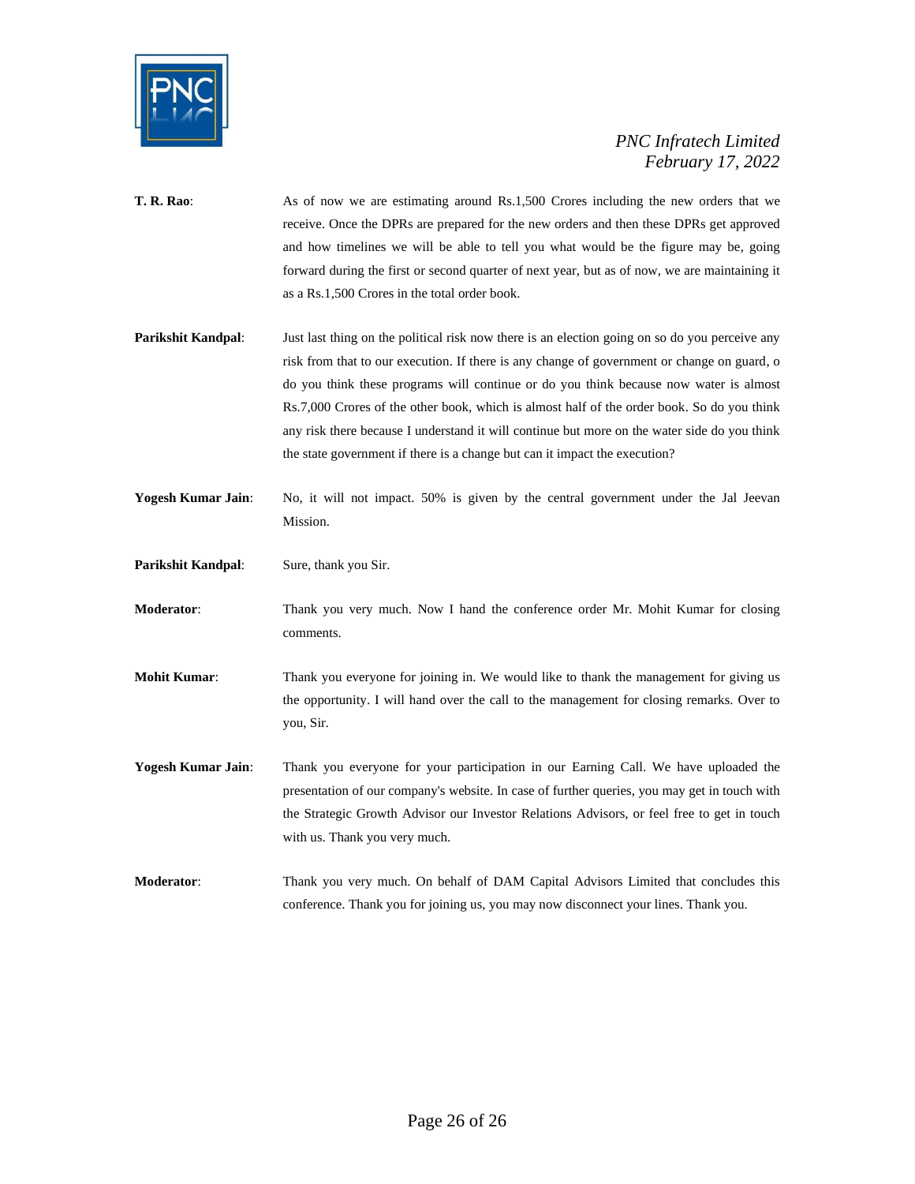**T. R. Rao**: As of now we are estimating around Rs.1,500 Crores including the new orders that we receive. Once the DPRs are prepared for the new orders and then these DPRs get approved and how timelines we will be able to tell you what would be the figure may be, going forward during the first or second quarter of next year, but as of now, we are maintaining it as a Rs.1,500 Crores in the total order book.

**Parikshit Kandpal**: Just last thing on the political risk now there is an election going on so do you perceive any risk from that to our execution. If there is any change of government or change on guard, o do you think these programs will continue or do you think because now water is almost Rs.7,000 Crores of the other book, which is almost half of the order book. So do you think any risk there because I understand it will continue but more on the water side do you think the state government if there is a change but can it impact the execution?

**Yogesh Kumar Jain**: No, it will not impact. 50% is given by the central government under the Jal Jeevan Mission.

**Parikshit Kandpal**: Sure, thank you Sir.

**Moderator**: Thank you very much. Now I hand the conference order Mr. Mohit Kumar for closing comments.

**Mohit Kumar**: Thank you everyone for joining in. We would like to thank the management for giving us the opportunity. I will hand over the call to the management for closing remarks. Over to you, Sir.

**Yogesh Kumar Jain**: Thank you everyone for your participation in our Earning Call. We have uploaded the presentation of our company's website. In case of further queries, you may get in touch with the Strategic Growth Advisor our Investor Relations Advisors, or feel free to get in touch with us. Thank you very much.

**Moderator**: Thank you very much. On behalf of DAM Capital Advisors Limited that concludes this conference. Thank you for joining us, you may now disconnect your lines. Thank you.